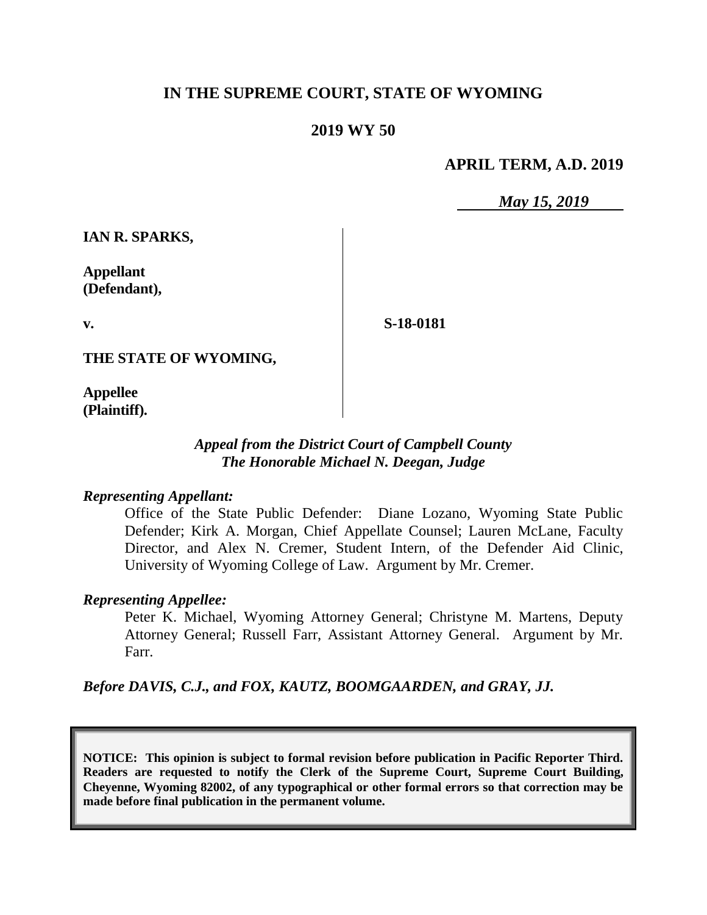# IN THE SUPREME COURT, STATE OF WYOMING

## 2019 WY 50

**APRIL TERM, A.D. 2019**

*May 15, 2019*

**IAN R. SPARKS,**

**Appellant (Defendant),**

**v.**

**S-18-0181**

**THE STATE OF WYOMING,**

**Appellee (Plaintiff).**

*Appeal from the District Court of Campbell County*
*The Honorable Michael N. Deegan, Judge*

*Representing Appellant:*

Office of the State Public Defender: Diane Lozano, Wyoming State Public Defender; Kirk A. Morgan, Chief Appellate Counsel; Lauren McLane, Faculty Director, and Alex N. Cremer, Student Intern, of the Defender Aid Clinic, University of Wyoming College of Law. Argument by Mr. Cremer.

*Representing Appellee:*

Peter K. Michael, Wyoming Attorney General; Christyne M. Martens, Deputy Attorney General; Russell Farr, Assistant Attorney General. Argument by Mr. Farr.

*Before DAVIS, C.J., and FOX, KAUTZ, BOOMGAARDEN, and GRAY, JJ.*

**NOTICE: This opinion is subject to formal revision before publication in Pacific Reporter Third. Readers are requested to notify the Clerk of the Supreme Court, Supreme Court Building, Cheyenne, Wyoming 82002, of any typographical or other formal errors so that correction may be made before final publication in the permanent volume.**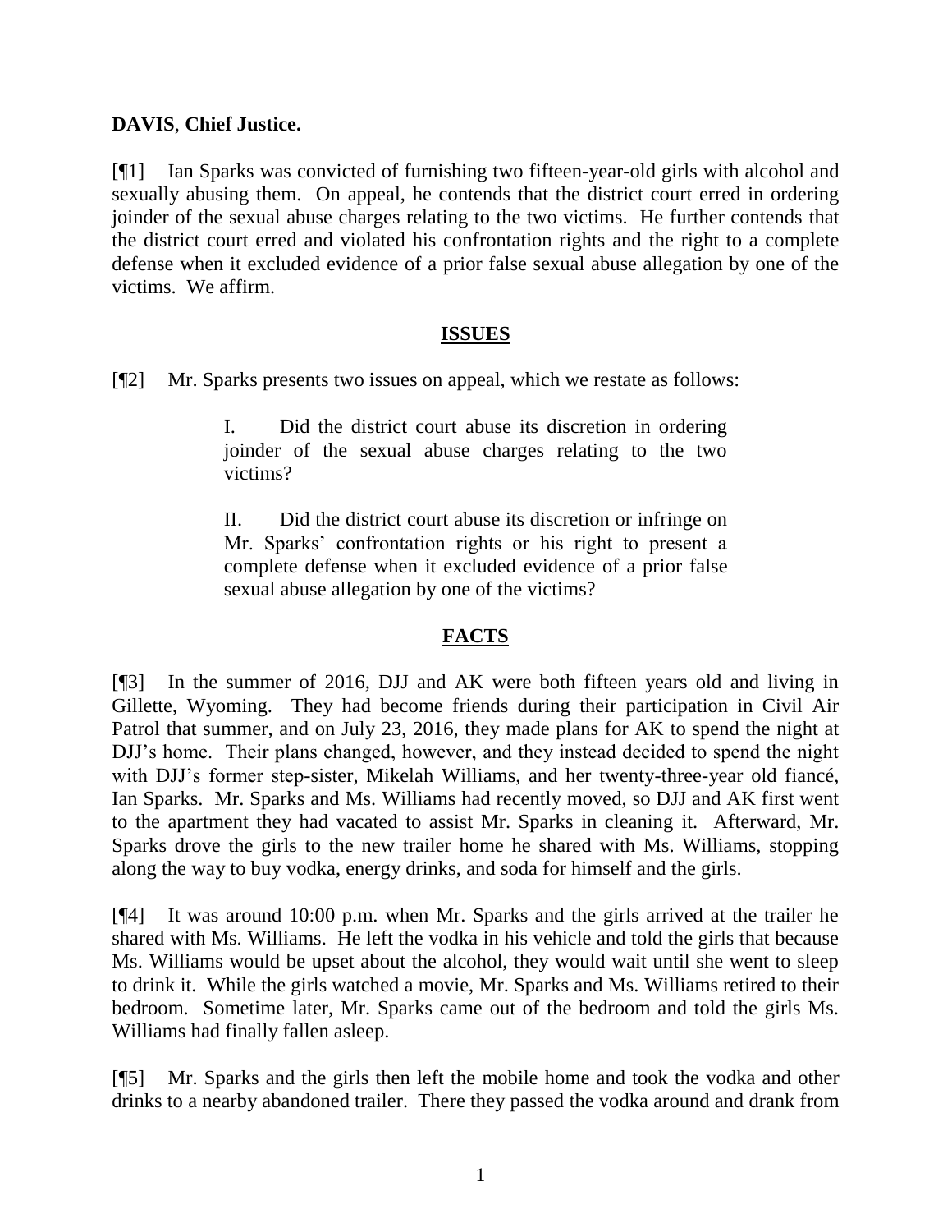**DAVIS**, **Chief Justice.**

[¶1] Ian Sparks was convicted of furnishing two fifteen-year-old girls with alcohol and sexually abusing them. On appeal, he contends that the district court erred in ordering joinder of the sexual abuse charges relating to the two victims. He further contends that the district court erred and violated his confrontation rights and the right to a complete defense when it excluded evidence of a prior false sexual abuse allegation by one of the victims. We affirm.

## ISSUES

[¶2] Mr. Sparks presents two issues on appeal, which we restate as follows:

> I. Did the district court abuse its discretion in ordering joinder of the sexual abuse charges relating to the two victims?
>
> II. Did the district court abuse its discretion or infringe on Mr. Sparks' confrontation rights or his right to present a complete defense when it excluded evidence of a prior false sexual abuse allegation by one of the victims?

## FACTS

[¶3] In the summer of 2016, DJJ and AK were both fifteen years old and living in Gillette, Wyoming. They had become friends during their participation in Civil Air Patrol that summer, and on July 23, 2016, they made plans for AK to spend the night at DJJ's home. Their plans changed, however, and they instead decided to spend the night with DJJ's former step-sister, Mikelah Williams, and her twenty-three-year old fiancé, Ian Sparks. Mr. Sparks and Ms. Williams had recently moved, so DJJ and AK first went to the apartment they had vacated to assist Mr. Sparks in cleaning it. Afterward, Mr. Sparks drove the girls to the new trailer home he shared with Ms. Williams, stopping along the way to buy vodka, energy drinks, and soda for himself and the girls.

[¶4] It was around 10:00 p.m. when Mr. Sparks and the girls arrived at the trailer he shared with Ms. Williams. He left the vodka in his vehicle and told the girls that because Ms. Williams would be upset about the alcohol, they would wait until she went to sleep to drink it. While the girls watched a movie, Mr. Sparks and Ms. Williams retired to their bedroom. Sometime later, Mr. Sparks came out of the bedroom and told the girls Ms. Williams had finally fallen asleep.

[¶5] Mr. Sparks and the girls then left the mobile home and took the vodka and other drinks to a nearby abandoned trailer. There they passed the vodka around and drank from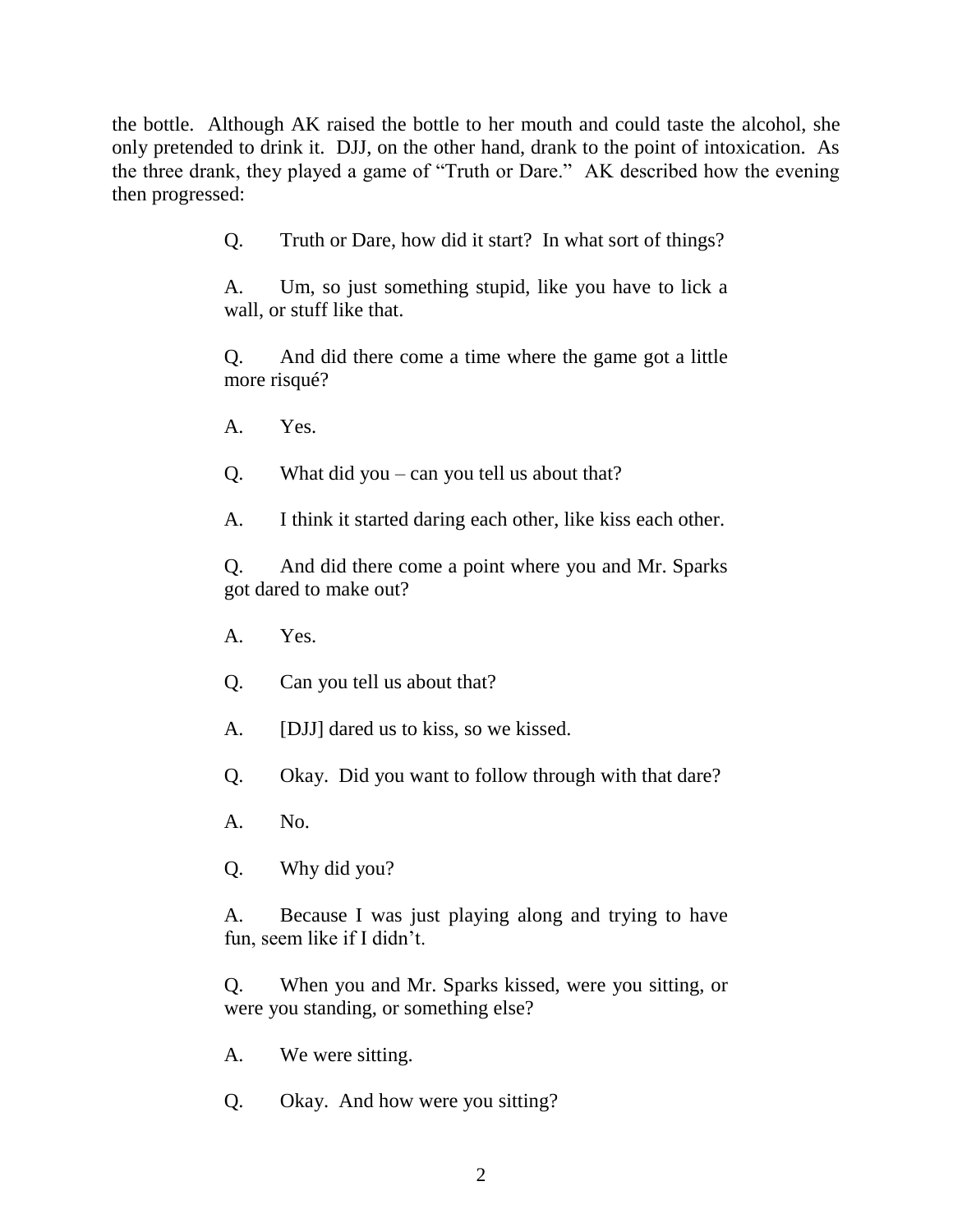the bottle. Although AK raised the bottle to her mouth and could taste the alcohol, she only pretended to drink it. DJJ, on the other hand, drank to the point of intoxication. As the three drank, they played a game of "Truth or Dare." AK described how the evening then progressed:

> Q. Truth or Dare, how did it start? In what sort of things?
>
> A. Um, so just something stupid, like you have to lick a wall, or stuff like that.
>
> Q. And did there come a time where the game got a little more risqué?
>
> A. Yes.
>
> Q. What did you – can you tell us about that?
>
> A. I think it started daring each other, like kiss each other.
>
> Q. And did there come a point where you and Mr. Sparks got dared to make out?
>
> A. Yes.
>
> Q. Can you tell us about that?
>
> A. [DJJ] dared us to kiss, so we kissed.
>
> Q. Okay. Did you want to follow through with that dare?
>
> A. No.
>
> Q. Why did you?
>
> A. Because I was just playing along and trying to have fun, seem like if I didn't.
>
> Q. When you and Mr. Sparks kissed, were you sitting, or were you standing, or something else?
>
> A. We were sitting.
>
> Q. Okay. And how were you sitting?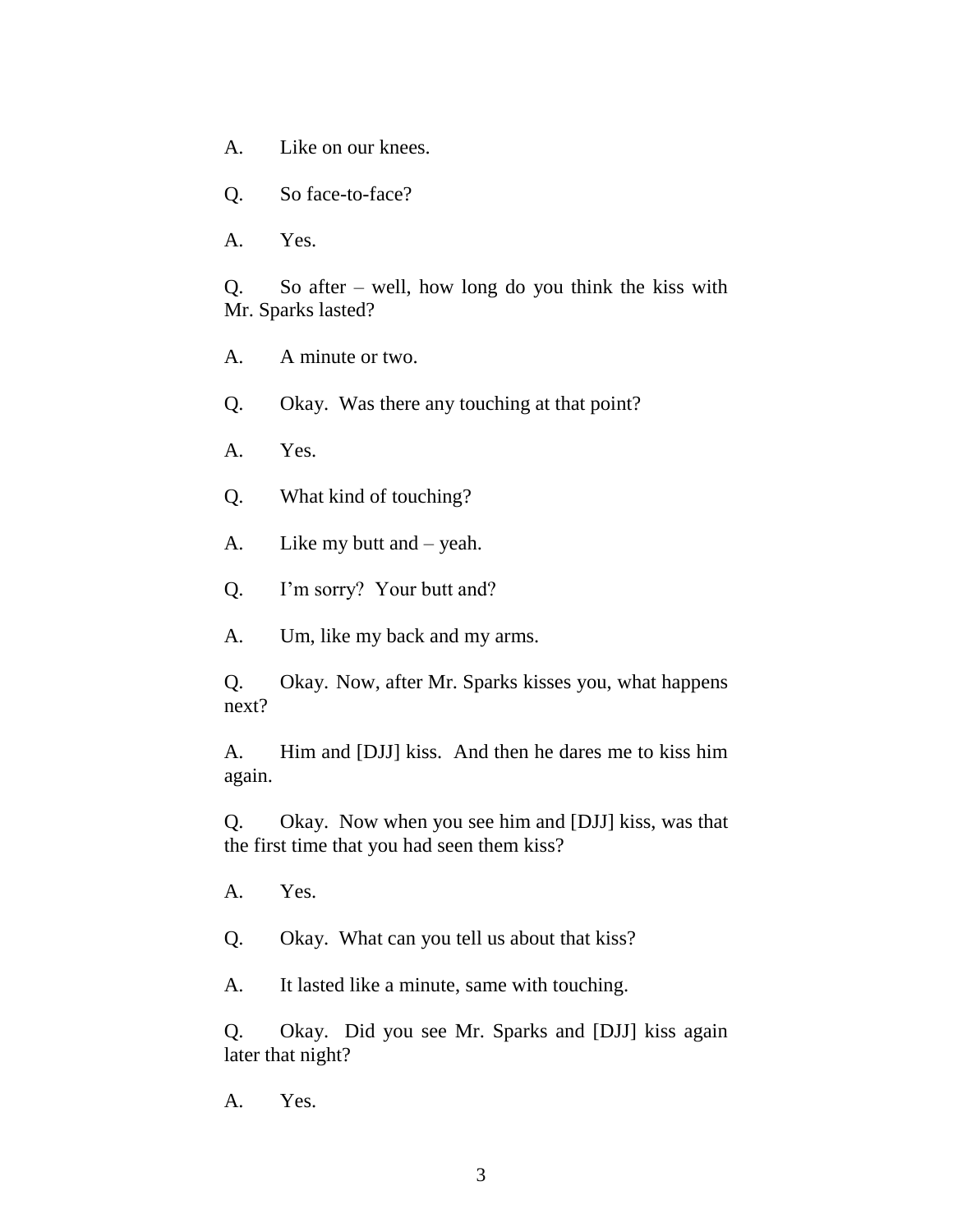A. Like on our knees.

Q. So face-to-face?

A. Yes.

Q. So after – well, how long do you think the kiss with Mr. Sparks lasted?

A. A minute or two.

Q. Okay. Was there any touching at that point?

A. Yes.

Q. What kind of touching?

A. Like my butt and – yeah.

Q. I'm sorry? Your butt and?

A. Um, like my back and my arms.

Q. Okay. Now, after Mr. Sparks kisses you, what happens next?

A. Him and [DJJ] kiss. And then he dares me to kiss him again.

Q. Okay. Now when you see him and [DJJ] kiss, was that the first time that you had seen them kiss?

A. Yes.

Q. Okay. What can you tell us about that kiss?

A. It lasted like a minute, same with touching.

Q. Okay. Did you see Mr. Sparks and [DJJ] kiss again later that night?

A. Yes.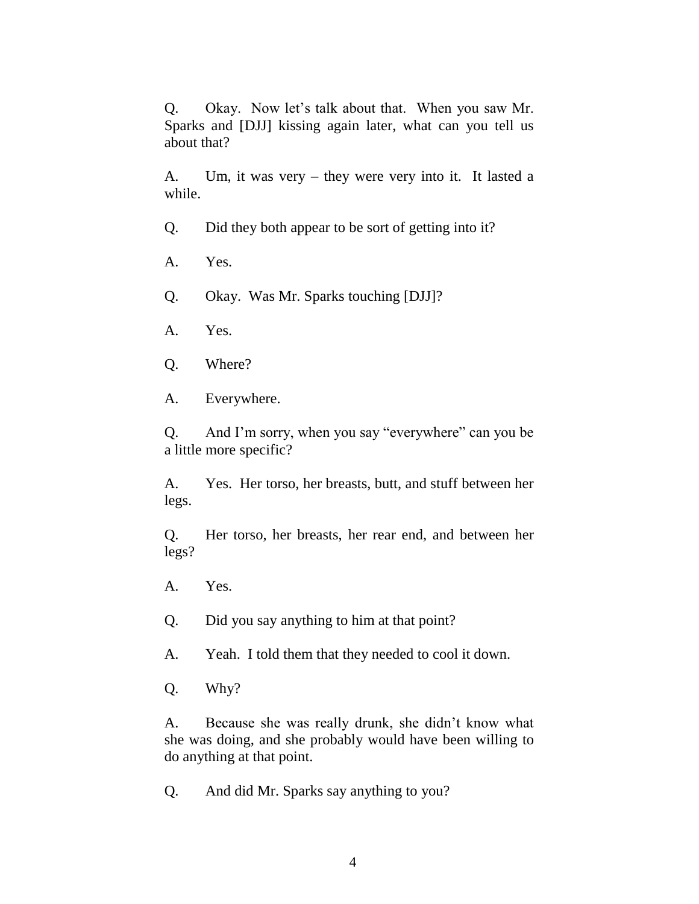Q. Okay. Now let's talk about that. When you saw Mr. Sparks and [DJJ] kissing again later, what can you tell us about that?

A. Um, it was very – they were very into it. It lasted a while.

Q. Did they both appear to be sort of getting into it?

A. Yes.

Q. Okay. Was Mr. Sparks touching [DJJ]?

A. Yes.

Q. Where?

A. Everywhere.

Q. And I'm sorry, when you say "everywhere" can you be a little more specific?

A. Yes. Her torso, her breasts, butt, and stuff between her legs.

Q. Her torso, her breasts, her rear end, and between her legs?

A. Yes.

Q. Did you say anything to him at that point?

A. Yeah. I told them that they needed to cool it down.

Q. Why?

A. Because she was really drunk, she didn't know what she was doing, and she probably would have been willing to do anything at that point.

Q. And did Mr. Sparks say anything to you?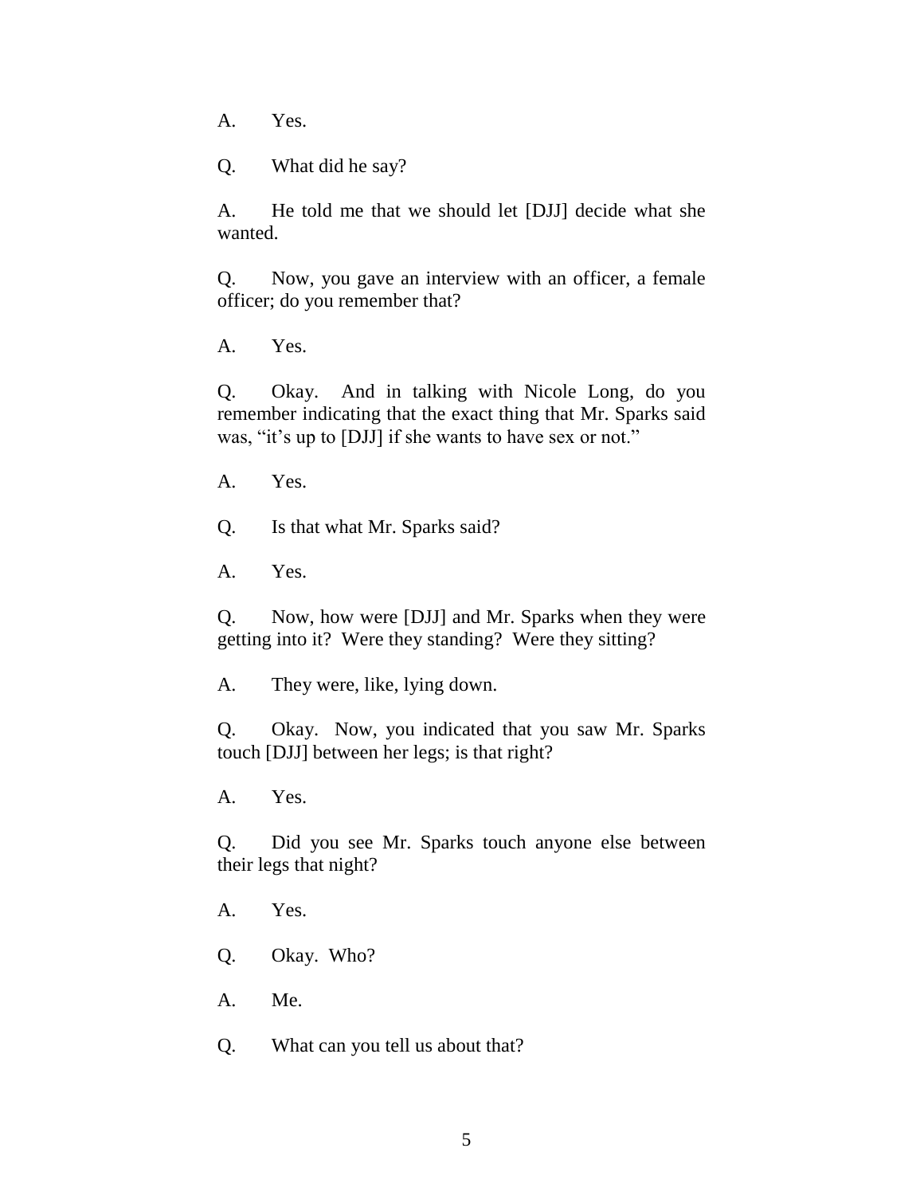A. Yes.

Q. What did he say?

A. He told me that we should let [DJJ] decide what she wanted.

Q. Now, you gave an interview with an officer, a female officer; do you remember that?

A. Yes.

Q. Okay. And in talking with Nicole Long, do you remember indicating that the exact thing that Mr. Sparks said was, "it's up to [DJJ] if she wants to have sex or not."

A. Yes.

Q. Is that what Mr. Sparks said?

A. Yes.

Q. Now, how were [DJJ] and Mr. Sparks when they were getting into it? Were they standing? Were they sitting?

A. They were, like, lying down.

Q. Okay. Now, you indicated that you saw Mr. Sparks touch [DJJ] between her legs; is that right?

A. Yes.

Q. Did you see Mr. Sparks touch anyone else between their legs that night?

A. Yes.

Q. Okay. Who?

A. Me.

Q. What can you tell us about that?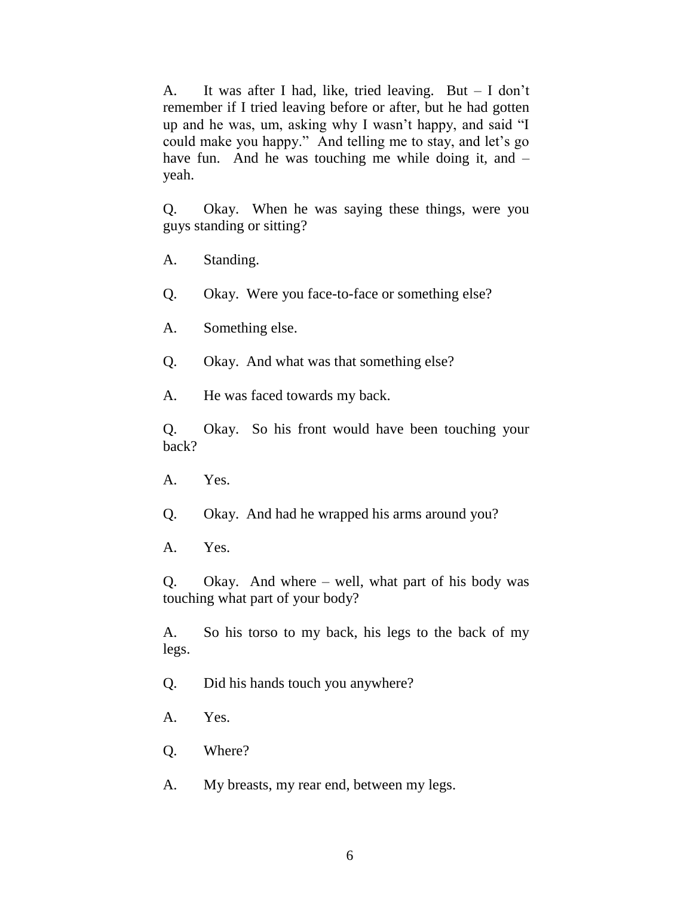A. It was after I had, like, tried leaving. But – I don't remember if I tried leaving before or after, but he had gotten up and he was, um, asking why I wasn't happy, and said "I could make you happy." And telling me to stay, and let's go have fun. And he was touching me while doing it, and – yeah.

Q. Okay. When he was saying these things, were you guys standing or sitting?

A. Standing.

Q. Okay. Were you face-to-face or something else?

A. Something else.

Q. Okay. And what was that something else?

A. He was faced towards my back.

Q. Okay. So his front would have been touching your back?

A. Yes.

Q. Okay. And had he wrapped his arms around you?

A. Yes.

Q. Okay. And where – well, what part of his body was touching what part of your body?

A. So his torso to my back, his legs to the back of my legs.

Q. Did his hands touch you anywhere?

A. Yes.

Q. Where?

A. My breasts, my rear end, between my legs.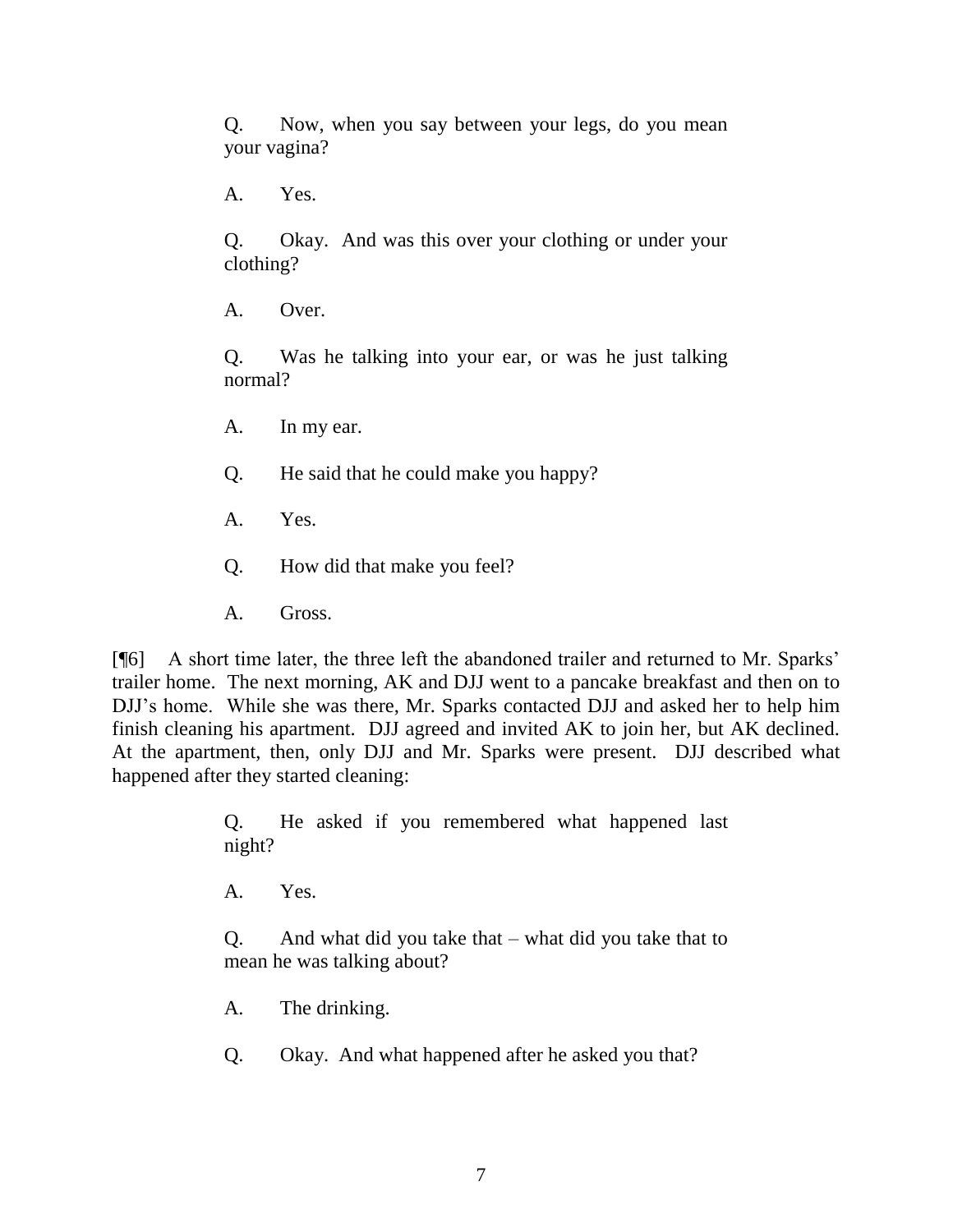> Q. Now, when you say between your legs, do you mean your vagina?
>
> A. Yes.
>
> Q. Okay. And was this over your clothing or under your clothing?
>
> A. Over.
>
> Q. Was he talking into your ear, or was he just talking normal?
>
> A. In my ear.
>
> Q. He said that he could make you happy?
>
> A. Yes.
>
> Q. How did that make you feel?
>
> A. Gross.

[¶6] A short time later, the three left the abandoned trailer and returned to Mr. Sparks' trailer home. The next morning, AK and DJJ went to a pancake breakfast and then on to DJJ's home. While she was there, Mr. Sparks contacted DJJ and asked her to help him finish cleaning his apartment. DJJ agreed and invited AK to join her, but AK declined. At the apartment, then, only DJJ and Mr. Sparks were present. DJJ described what happened after they started cleaning:

> Q. He asked if you remembered what happened last night?
>
> A. Yes.
>
> Q. And what did you take that – what did you take that to mean he was talking about?
>
> A. The drinking.
>
> Q. Okay. And what happened after he asked you that?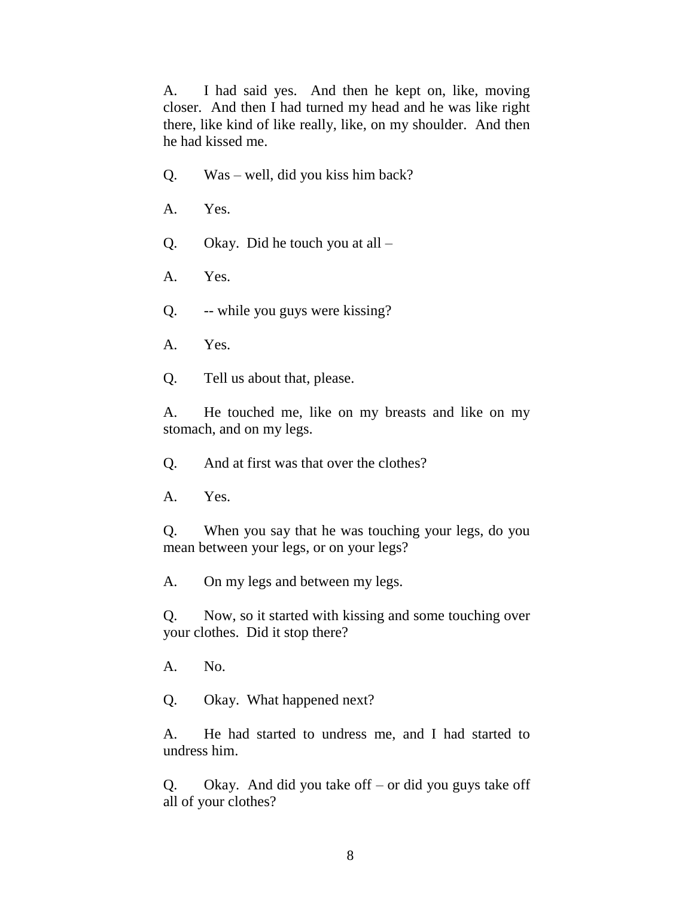A. I had said yes. And then he kept on, like, moving closer. And then I had turned my head and he was like right there, like kind of like really, like, on my shoulder. And then he had kissed me.

Q. Was – well, did you kiss him back?

A. Yes.

Q. Okay. Did he touch you at all –

A. Yes.

Q. -- while you guys were kissing?

A. Yes.

Q. Tell us about that, please.

A. He touched me, like on my breasts and like on my stomach, and on my legs.

Q. And at first was that over the clothes?

A. Yes.

Q. When you say that he was touching your legs, do you mean between your legs, or on your legs?

A. On my legs and between my legs.

Q. Now, so it started with kissing and some touching over your clothes. Did it stop there?

A. No.

Q. Okay. What happened next?

A. He had started to undress me, and I had started to undress him.

Q. Okay. And did you take off – or did you guys take off all of your clothes?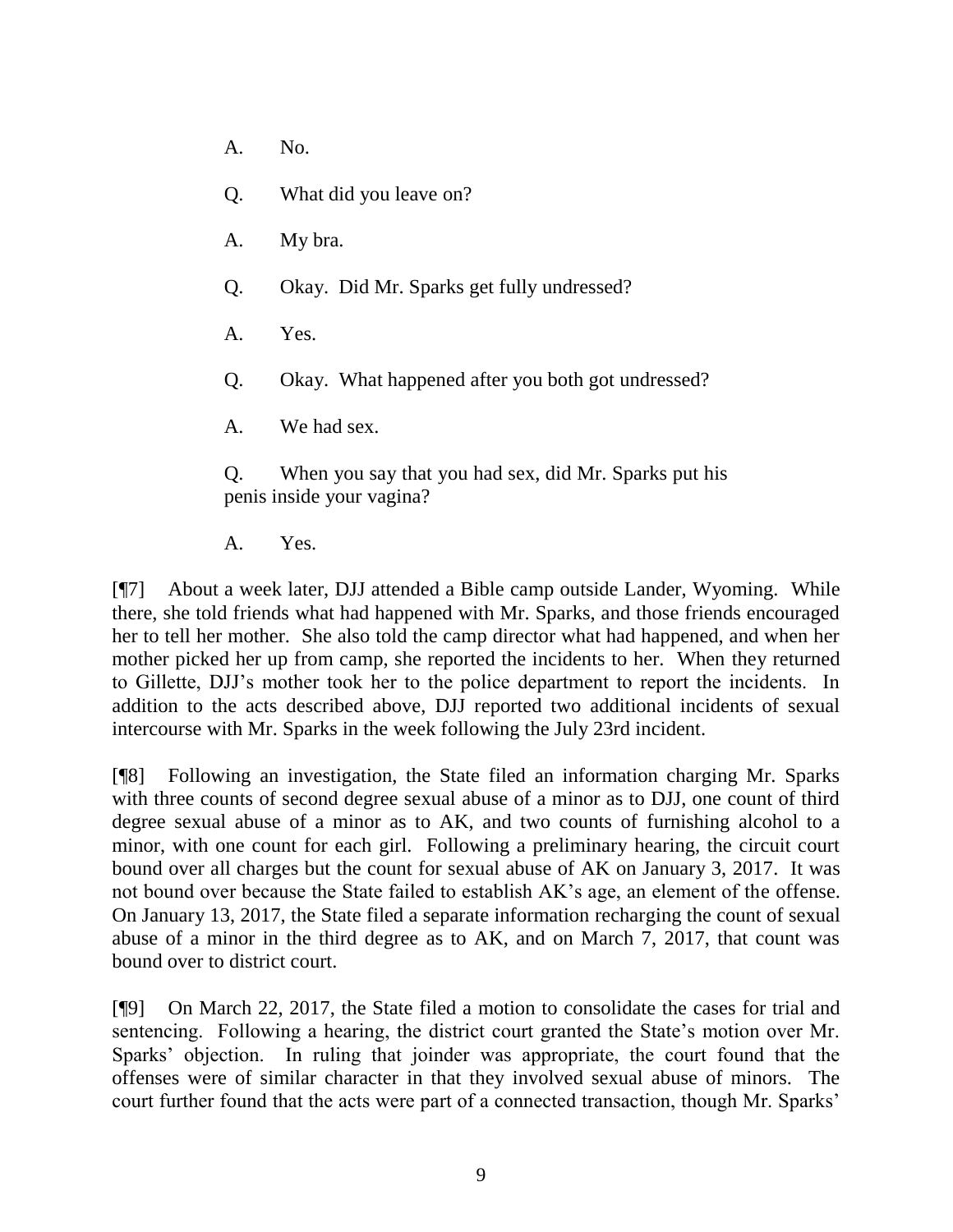A. No.

Q. What did you leave on?

A. My bra.

Q. Okay. Did Mr. Sparks get fully undressed?

A. Yes.

Q. Okay. What happened after you both got undressed?

A. We had sex.

Q. When you say that you had sex, did Mr. Sparks put his penis inside your vagina?

A. Yes.

[¶7] About a week later, DJJ attended a Bible camp outside Lander, Wyoming. While there, she told friends what had happened with Mr. Sparks, and those friends encouraged her to tell her mother. She also told the camp director what had happened, and when her mother picked her up from camp, she reported the incidents to her. When they returned to Gillette, DJJ's mother took her to the police department to report the incidents. In addition to the acts described above, DJJ reported two additional incidents of sexual intercourse with Mr. Sparks in the week following the July 23rd incident.

[¶8] Following an investigation, the State filed an information charging Mr. Sparks with three counts of second degree sexual abuse of a minor as to DJJ, one count of third degree sexual abuse of a minor as to AK, and two counts of furnishing alcohol to a minor, with one count for each girl. Following a preliminary hearing, the circuit court bound over all charges but the count for sexual abuse of AK on January 3, 2017. It was not bound over because the State failed to establish AK's age, an element of the offense. On January 13, 2017, the State filed a separate information recharging the count of sexual abuse of a minor in the third degree as to AK, and on March 7, 2017, that count was bound over to district court.

[¶9] On March 22, 2017, the State filed a motion to consolidate the cases for trial and sentencing. Following a hearing, the district court granted the State's motion over Mr. Sparks' objection. In ruling that joinder was appropriate, the court found that the offenses were of similar character in that they involved sexual abuse of minors. The court further found that the acts were part of a connected transaction, though Mr. Sparks'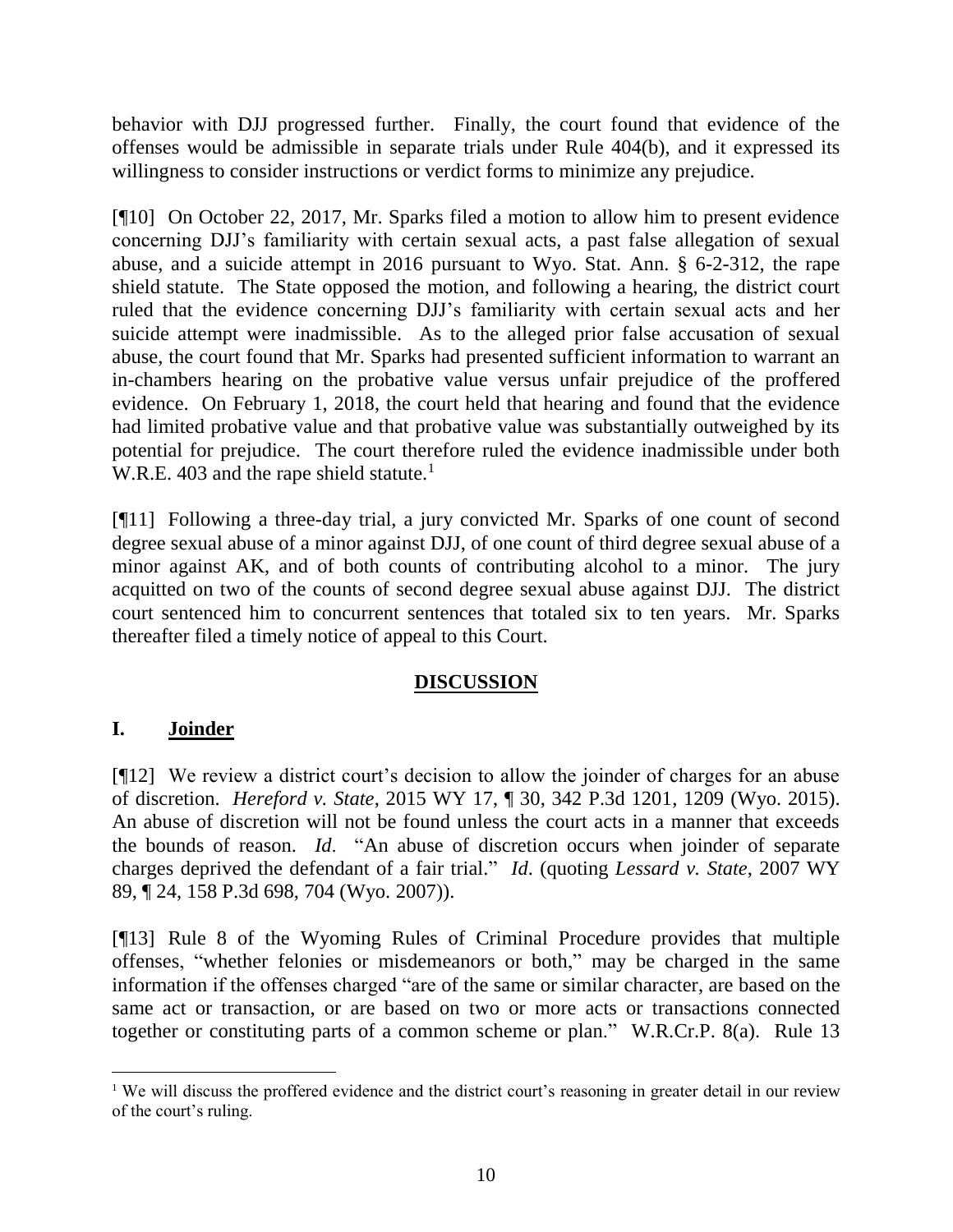behavior with DJJ progressed further. Finally, the court found that evidence of the offenses would be admissible in separate trials under Rule 404(b), and it expressed its willingness to consider instructions or verdict forms to minimize any prejudice.

[¶10] On October 22, 2017, Mr. Sparks filed a motion to allow him to present evidence concerning DJJ's familiarity with certain sexual acts, a past false allegation of sexual abuse, and a suicide attempt in 2016 pursuant to Wyo. Stat. Ann. § 6-2-312, the rape shield statute. The State opposed the motion, and following a hearing, the district court ruled that the evidence concerning DJJ's familiarity with certain sexual acts and her suicide attempt were inadmissible. As to the alleged prior false accusation of sexual abuse, the court found that Mr. Sparks had presented sufficient information to warrant an in-chambers hearing on the probative value versus unfair prejudice of the proffered evidence. On February 1, 2018, the court held that hearing and found that the evidence had limited probative value and that probative value was substantially outweighed by its potential for prejudice. The court therefore ruled the evidence inadmissible under both W.R.E. 403 and the rape shield statute.[1]

[¶11] Following a three-day trial, a jury convicted Mr. Sparks of one count of second degree sexual abuse of a minor against DJJ, of one count of third degree sexual abuse of a minor against AK, and of both counts of contributing alcohol to a minor. The jury acquitted on two of the counts of second degree sexual abuse against DJJ. The district court sentenced him to concurrent sentences that totaled six to ten years. Mr. Sparks thereafter filed a timely notice of appeal to this Court.

## DISCUSSION

### I. Joinder

[¶12] We review a district court's decision to allow the joinder of charges for an abuse of discretion. *Hereford v. State*, 2015 WY 17, ¶ 30, 342 P.3d 1201, 1209 (Wyo. 2015). An abuse of discretion will not be found unless the court acts in a manner that exceeds the bounds of reason. *Id*. "An abuse of discretion occurs when joinder of separate charges deprived the defendant of a fair trial." *Id*. (quoting *Lessard v. State*, 2007 WY 89, ¶ 24, 158 P.3d 698, 704 (Wyo. 2007)).

[¶13] Rule 8 of the Wyoming Rules of Criminal Procedure provides that multiple offenses, "whether felonies or misdemeanors or both," may be charged in the same information if the offenses charged "are of the same or similar character, are based on the same act or transaction, or are based on two or more acts or transactions connected together or constituting parts of a common scheme or plan." W.R.Cr.P. 8(a). Rule 13

---

[1] We will discuss the proffered evidence and the district court's reasoning in greater detail in our review of the court's ruling.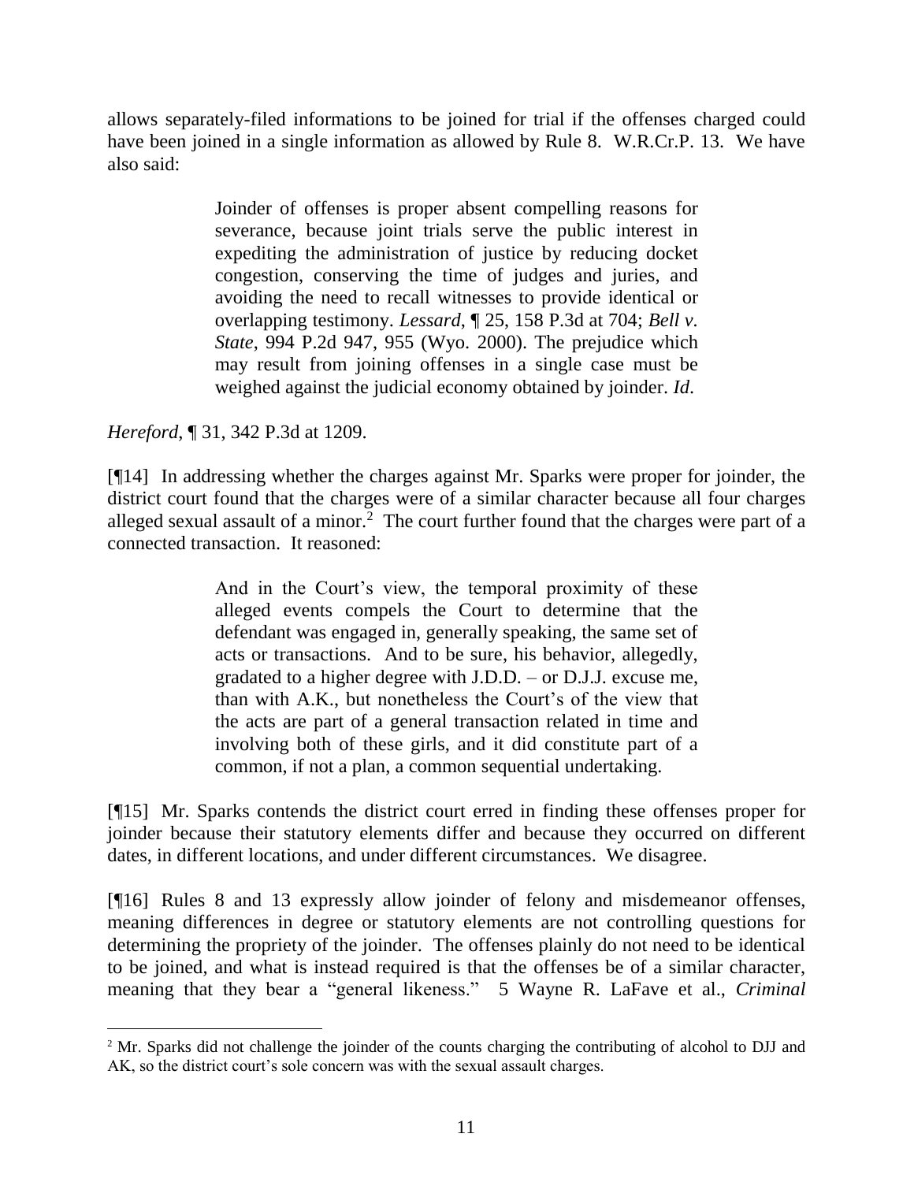allows separately-filed informations to be joined for trial if the offenses charged could have been joined in a single information as allowed by Rule 8. W.R.Cr.P. 13. We have also said:

> Joinder of offenses is proper absent compelling reasons for severance, because joint trials serve the public interest in expediting the administration of justice by reducing docket congestion, conserving the time of judges and juries, and avoiding the need to recall witnesses to provide identical or overlapping testimony. *Lessard*, ¶ 25, 158 P.3d at 704; *Bell v. State*, 994 P.2d 947, 955 (Wyo. 2000). The prejudice which may result from joining offenses in a single case must be weighed against the judicial economy obtained by joinder. *Id*.

*Hereford*, ¶ 31, 342 P.3d at 1209.

[¶14] In addressing whether the charges against Mr. Sparks were proper for joinder, the district court found that the charges were of a similar character because all four charges alleged sexual assault of a minor.[2] The court further found that the charges were part of a connected transaction. It reasoned:

> And in the Court's view, the temporal proximity of these alleged events compels the Court to determine that the defendant was engaged in, generally speaking, the same set of acts or transactions. And to be sure, his behavior, allegedly, gradated to a higher degree with J.D.D. – or D.J.J. excuse me, than with A.K., but nonetheless the Court's of the view that the acts are part of a general transaction related in time and involving both of these girls, and it did constitute part of a common, if not a plan, a common sequential undertaking.

[¶15] Mr. Sparks contends the district court erred in finding these offenses proper for joinder because their statutory elements differ and because they occurred on different dates, in different locations, and under different circumstances. We disagree.

[¶16] Rules 8 and 13 expressly allow joinder of felony and misdemeanor offenses, meaning differences in degree or statutory elements are not controlling questions for determining the propriety of the joinder. The offenses plainly do not need to be identical to be joined, and what is instead required is that the offenses be of a similar character, meaning that they bear a "general likeness." 5 Wayne R. LaFave et al., *Criminal*

---

[2] Mr. Sparks did not challenge the joinder of the counts charging the contributing of alcohol to DJJ and AK, so the district court's sole concern was with the sexual assault charges.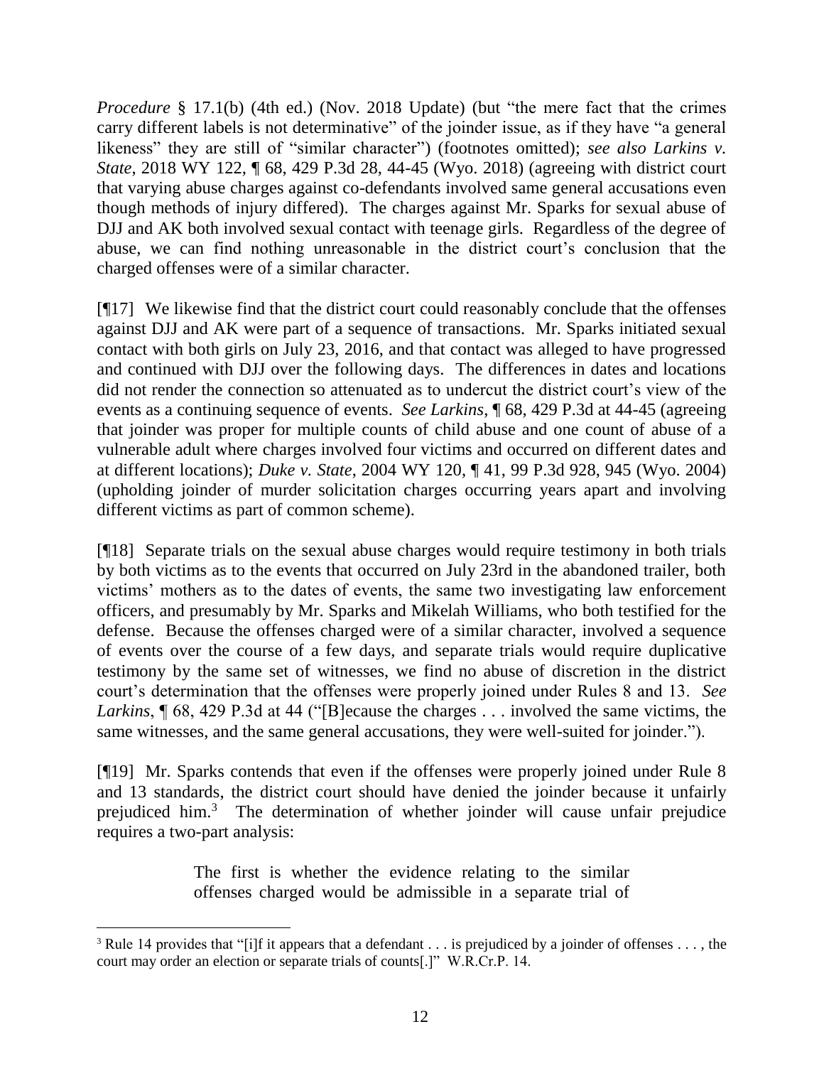*Procedure* § 17.1(b) (4th ed.) (Nov. 2018 Update) (but "the mere fact that the crimes carry different labels is not determinative" of the joinder issue, as if they have "a general likeness" they are still of "similar character") (footnotes omitted); *see also Larkins v. State*, 2018 WY 122, ¶ 68, 429 P.3d 28, 44-45 (Wyo. 2018) (agreeing with district court that varying abuse charges against co-defendants involved same general accusations even though methods of injury differed). The charges against Mr. Sparks for sexual abuse of DJJ and AK both involved sexual contact with teenage girls. Regardless of the degree of abuse, we can find nothing unreasonable in the district court's conclusion that the charged offenses were of a similar character.

[¶17] We likewise find that the district court could reasonably conclude that the offenses against DJJ and AK were part of a sequence of transactions. Mr. Sparks initiated sexual contact with both girls on July 23, 2016, and that contact was alleged to have progressed and continued with DJJ over the following days. The differences in dates and locations did not render the connection so attenuated as to undercut the district court's view of the events as a continuing sequence of events. *See Larkins*, ¶ 68, 429 P.3d at 44-45 (agreeing that joinder was proper for multiple counts of child abuse and one count of abuse of a vulnerable adult where charges involved four victims and occurred on different dates and at different locations); *Duke v. State*, 2004 WY 120, ¶ 41, 99 P.3d 928, 945 (Wyo. 2004) (upholding joinder of murder solicitation charges occurring years apart and involving different victims as part of common scheme).

[¶18] Separate trials on the sexual abuse charges would require testimony in both trials by both victims as to the events that occurred on July 23rd in the abandoned trailer, both victims' mothers as to the dates of events, the same two investigating law enforcement officers, and presumably by Mr. Sparks and Mikelah Williams, who both testified for the defense. Because the offenses charged were of a similar character, involved a sequence of events over the course of a few days, and separate trials would require duplicative testimony by the same set of witnesses, we find no abuse of discretion in the district court's determination that the offenses were properly joined under Rules 8 and 13. *See Larkins*, ¶ 68, 429 P.3d at 44 ("[B]ecause the charges . . . involved the same victims, the same witnesses, and the same general accusations, they were well-suited for joinder.").

[¶19] Mr. Sparks contends that even if the offenses were properly joined under Rule 8 and 13 standards, the district court should have denied the joinder because it unfairly prejudiced him.[3] The determination of whether joinder will cause unfair prejudice requires a two-part analysis:

> The first is whether the evidence relating to the similar offenses charged would be admissible in a separate trial of

---

[3] Rule 14 provides that "[i]f it appears that a defendant . . . is prejudiced by a joinder of offenses . . . , the court may order an election or separate trials of counts[.]" W.R.Cr.P. 14.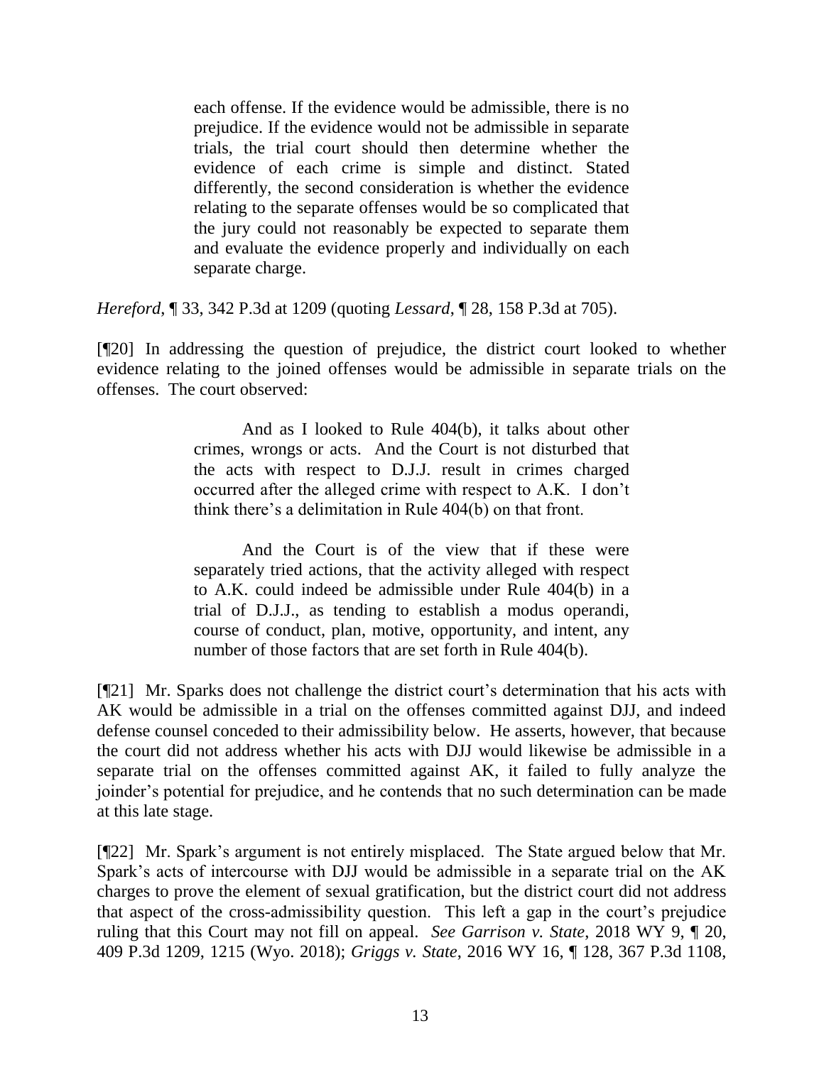> each offense. If the evidence would be admissible, there is no prejudice. If the evidence would not be admissible in separate trials, the trial court should then determine whether the evidence of each crime is simple and distinct. Stated differently, the second consideration is whether the evidence relating to the separate offenses would be so complicated that the jury could not reasonably be expected to separate them and evaluate the evidence properly and individually on each separate charge.

*Hereford*, ¶ 33, 342 P.3d at 1209 (quoting *Lessard*, ¶ 28, 158 P.3d at 705).

[¶20] In addressing the question of prejudice, the district court looked to whether evidence relating to the joined offenses would be admissible in separate trials on the offenses. The court observed:

> And as I looked to Rule 404(b), it talks about other crimes, wrongs or acts. And the Court is not disturbed that the acts with respect to D.J.J. result in crimes charged occurred after the alleged crime with respect to A.K. I don't think there's a delimitation in Rule 404(b) on that front.
>
> And the Court is of the view that if these were separately tried actions, that the activity alleged with respect to A.K. could indeed be admissible under Rule 404(b) in a trial of D.J.J., as tending to establish a modus operandi, course of conduct, plan, motive, opportunity, and intent, any number of those factors that are set forth in Rule 404(b).

[¶21] Mr. Sparks does not challenge the district court's determination that his acts with AK would be admissible in a trial on the offenses committed against DJJ, and indeed defense counsel conceded to their admissibility below. He asserts, however, that because the court did not address whether his acts with DJJ would likewise be admissible in a separate trial on the offenses committed against AK, it failed to fully analyze the joinder's potential for prejudice, and he contends that no such determination can be made at this late stage.

[¶22] Mr. Spark's argument is not entirely misplaced. The State argued below that Mr. Spark's acts of intercourse with DJJ would be admissible in a separate trial on the AK charges to prove the element of sexual gratification, but the district court did not address that aspect of the cross-admissibility question. This left a gap in the court's prejudice ruling that this Court may not fill on appeal. *See Garrison v. State*, 2018 WY 9, ¶ 20, 409 P.3d 1209, 1215 (Wyo. 2018); *Griggs v. State*, 2016 WY 16, ¶ 128, 367 P.3d 1108,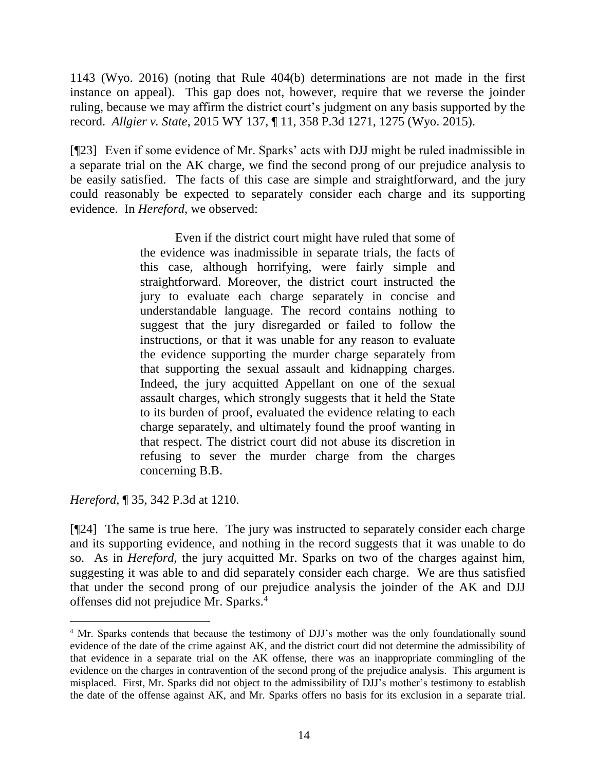1143 (Wyo. 2016) (noting that Rule 404(b) determinations are not made in the first instance on appeal). This gap does not, however, require that we reverse the joinder ruling, because we may affirm the district court's judgment on any basis supported by the record. *Allgier v. State*, 2015 WY 137, ¶ 11, 358 P.3d 1271, 1275 (Wyo. 2015).

[¶23] Even if some evidence of Mr. Sparks' acts with DJJ might be ruled inadmissible in a separate trial on the AK charge, we find the second prong of our prejudice analysis to be easily satisfied. The facts of this case are simple and straightforward, and the jury could reasonably be expected to separately consider each charge and its supporting evidence. In *Hereford*, we observed:

> Even if the district court might have ruled that some of the evidence was inadmissible in separate trials, the facts of this case, although horrifying, were fairly simple and straightforward. Moreover, the district court instructed the jury to evaluate each charge separately in concise and understandable language. The record contains nothing to suggest that the jury disregarded or failed to follow the instructions, or that it was unable for any reason to evaluate the evidence supporting the murder charge separately from that supporting the sexual assault and kidnapping charges. Indeed, the jury acquitted Appellant on one of the sexual assault charges, which strongly suggests that it held the State to its burden of proof, evaluated the evidence relating to each charge separately, and ultimately found the proof wanting in that respect. The district court did not abuse its discretion in refusing to sever the murder charge from the charges concerning B.B.

*Hereford*, ¶ 35, 342 P.3d at 1210.

[¶24] The same is true here. The jury was instructed to separately consider each charge and its supporting evidence, and nothing in the record suggests that it was unable to do so. As in *Hereford*, the jury acquitted Mr. Sparks on two of the charges against him, suggesting it was able to and did separately consider each charge. We are thus satisfied that under the second prong of our prejudice analysis the joinder of the AK and DJJ offenses did not prejudice Mr. Sparks.[4]

---

[4] Mr. Sparks contends that because the testimony of DJJ's mother was the only foundationally sound evidence of the date of the crime against AK, and the district court did not determine the admissibility of that evidence in a separate trial on the AK offense, there was an inappropriate commingling of the evidence on the charges in contravention of the second prong of the prejudice analysis. This argument is misplaced. First, Mr. Sparks did not object to the admissibility of DJJ's mother's testimony to establish the date of the offense against AK, and Mr. Sparks offers no basis for its exclusion in a separate trial.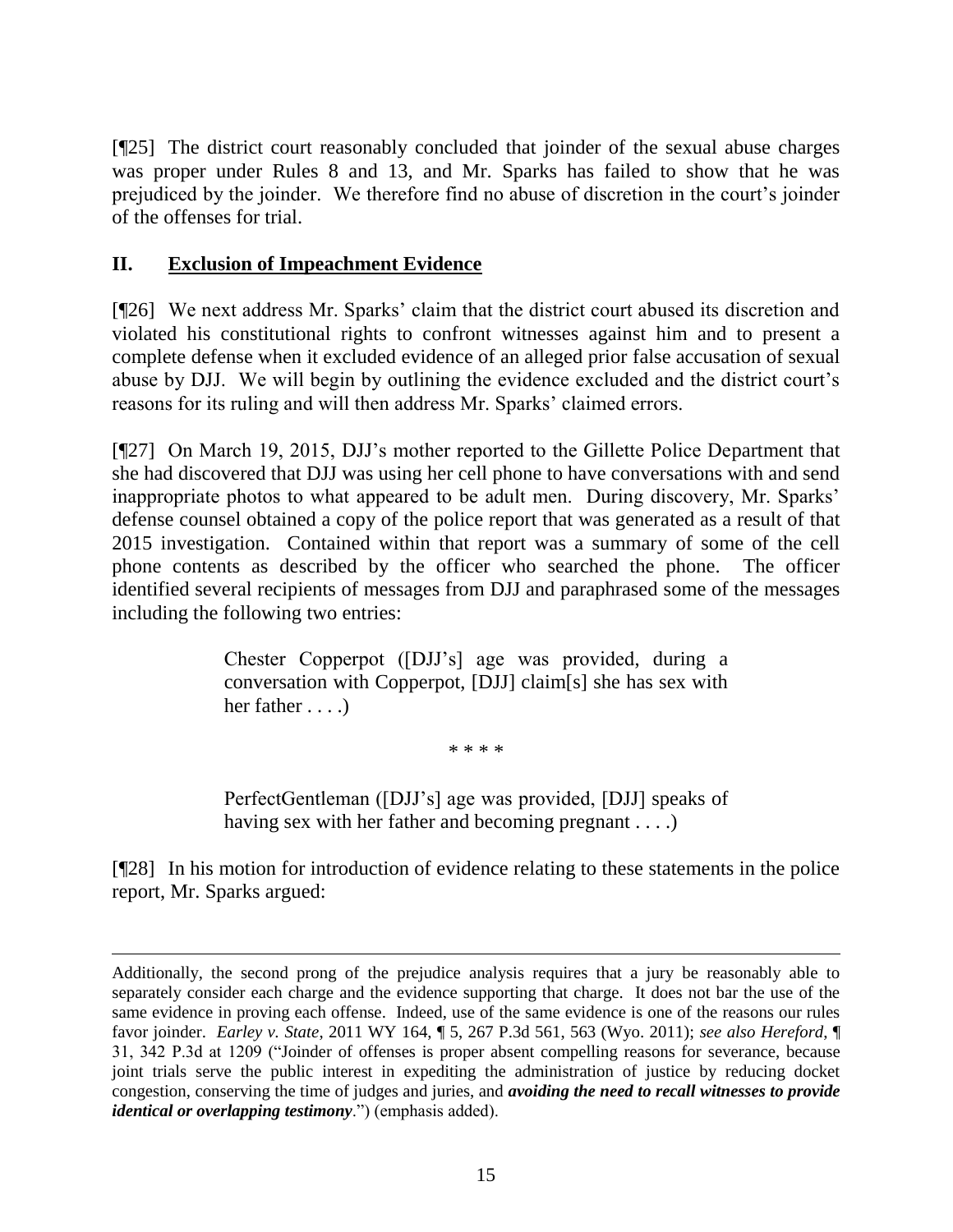[¶25] The district court reasonably concluded that joinder of the sexual abuse charges was proper under Rules 8 and 13, and Mr. Sparks has failed to show that he was prejudiced by the joinder. We therefore find no abuse of discretion in the court's joinder of the offenses for trial.

## II. Exclusion of Impeachment Evidence

[¶26] We next address Mr. Sparks' claim that the district court abused its discretion and violated his constitutional rights to confront witnesses against him and to present a complete defense when it excluded evidence of an alleged prior false accusation of sexual abuse by DJJ. We will begin by outlining the evidence excluded and the district court's reasons for its ruling and will then address Mr. Sparks' claimed errors.

[¶27] On March 19, 2015, DJJ's mother reported to the Gillette Police Department that she had discovered that DJJ was using her cell phone to have conversations with and send inappropriate photos to what appeared to be adult men. During discovery, Mr. Sparks' defense counsel obtained a copy of the police report that was generated as a result of that 2015 investigation. Contained within that report was a summary of some of the cell phone contents as described by the officer who searched the phone. The officer identified several recipients of messages from DJJ and paraphrased some of the messages including the following two entries:

> Chester Copperpot ([DJJ's] age was provided, during a conversation with Copperpot, [DJJ] claim[s] she has sex with her father . . . .)
>
> \* \* \* \*
>
> PerfectGentleman ([DJJ's] age was provided, [DJJ] speaks of having sex with her father and becoming pregnant . . . .)

[¶28] In his motion for introduction of evidence relating to these statements in the police report, Mr. Sparks argued:

---

Additionally, the second prong of the prejudice analysis requires that a jury be reasonably able to separately consider each charge and the evidence supporting that charge. It does not bar the use of the same evidence in proving each offense. Indeed, use of the same evidence is one of the reasons our rules favor joinder. *Earley v. State*, 2011 WY 164, ¶ 5, 267 P.3d 561, 563 (Wyo. 2011); *see also Hereford*, ¶ 31, 342 P.3d at 1209 ("Joinder of offenses is proper absent compelling reasons for severance, because joint trials serve the public interest in expediting the administration of justice by reducing docket congestion, conserving the time of judges and juries, and ***avoiding the need to recall witnesses to provide identical or overlapping testimony***.") (emphasis added).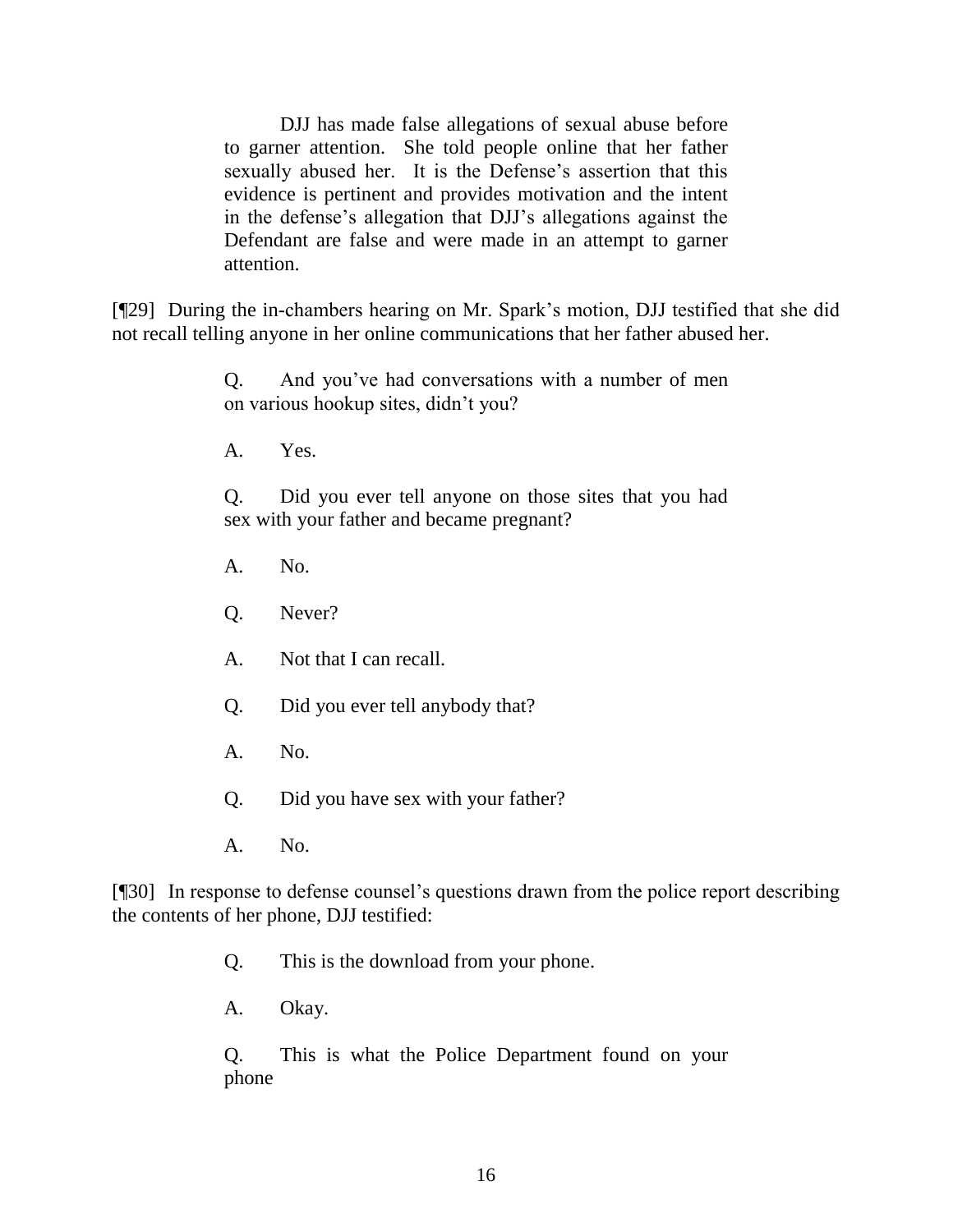> DJJ has made false allegations of sexual abuse before to garner attention. She told people online that her father sexually abused her. It is the Defense's assertion that this evidence is pertinent and provides motivation and the intent in the defense's allegation that DJJ's allegations against the Defendant are false and were made in an attempt to garner attention.

[¶29] During the in-chambers hearing on Mr. Spark's motion, DJJ testified that she did not recall telling anyone in her online communications that her father abused her.

> Q. And you've had conversations with a number of men on various hookup sites, didn't you?
>
> A. Yes.
>
> Q. Did you ever tell anyone on those sites that you had sex with your father and became pregnant?
>
> A. No.
>
> Q. Never?
>
> A. Not that I can recall.
>
> Q. Did you ever tell anybody that?
>
> A. No.
>
> Q. Did you have sex with your father?
>
> A. No.

[¶30] In response to defense counsel's questions drawn from the police report describing the contents of her phone, DJJ testified:

> Q. This is the download from your phone.
>
> A. Okay.
>
> Q. This is what the Police Department found on your phone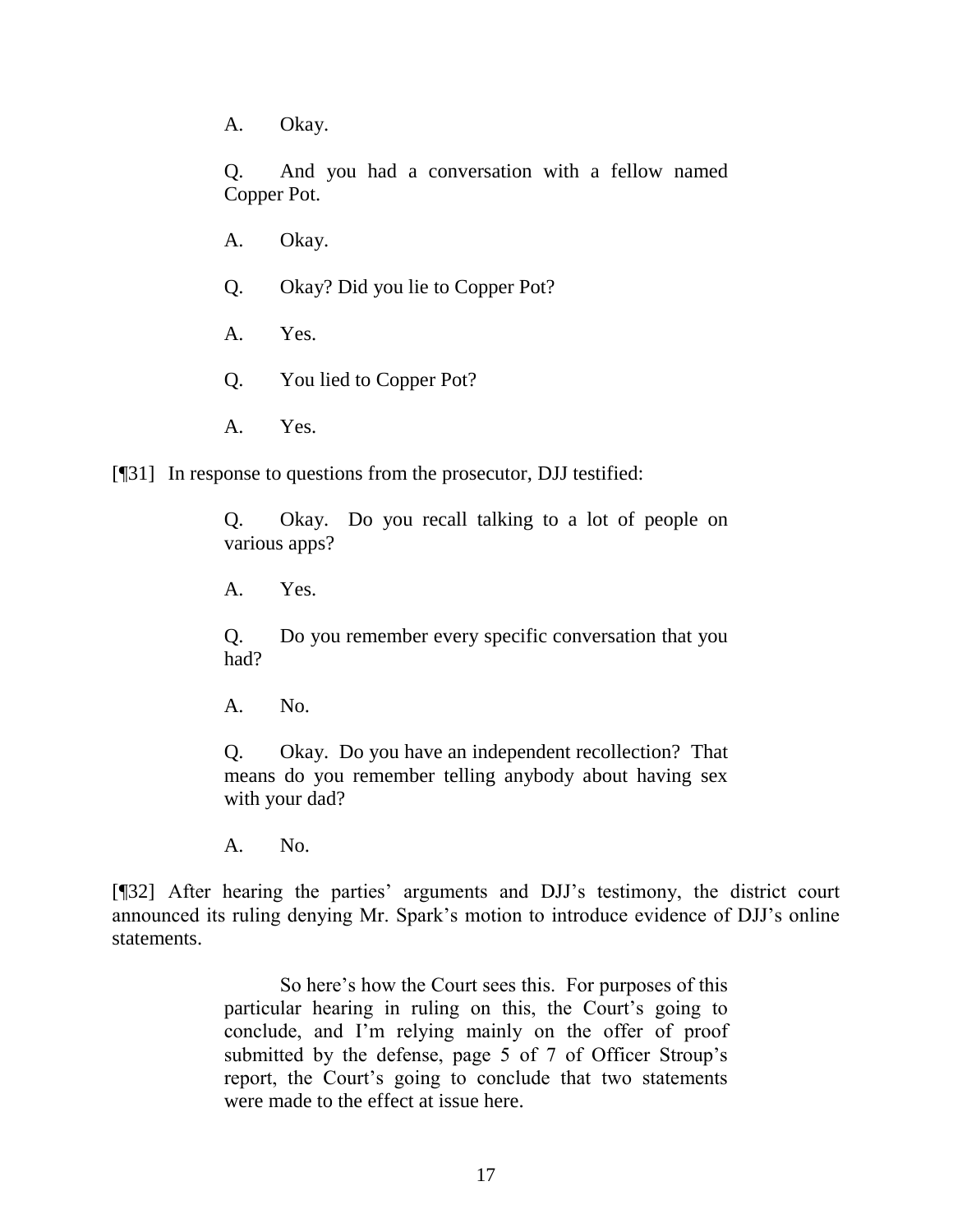> A. Okay.
>
> Q. And you had a conversation with a fellow named Copper Pot.
>
> A. Okay.
>
> Q. Okay? Did you lie to Copper Pot?
>
> A. Yes.
>
> Q. You lied to Copper Pot?
>
> A. Yes.

[¶31] In response to questions from the prosecutor, DJJ testified:

> Q. Okay. Do you recall talking to a lot of people on various apps?
>
> A. Yes.
>
> Q. Do you remember every specific conversation that you had?
>
> A. No.
>
> Q. Okay. Do you have an independent recollection? That means do you remember telling anybody about having sex with your dad?
>
> A. No.

[¶32] After hearing the parties' arguments and DJJ's testimony, the district court announced its ruling denying Mr. Spark's motion to introduce evidence of DJJ's online statements.

> So here's how the Court sees this. For purposes of this particular hearing in ruling on this, the Court's going to conclude, and I'm relying mainly on the offer of proof submitted by the defense, page 5 of 7 of Officer Stroup's report, the Court's going to conclude that two statements were made to the effect at issue here.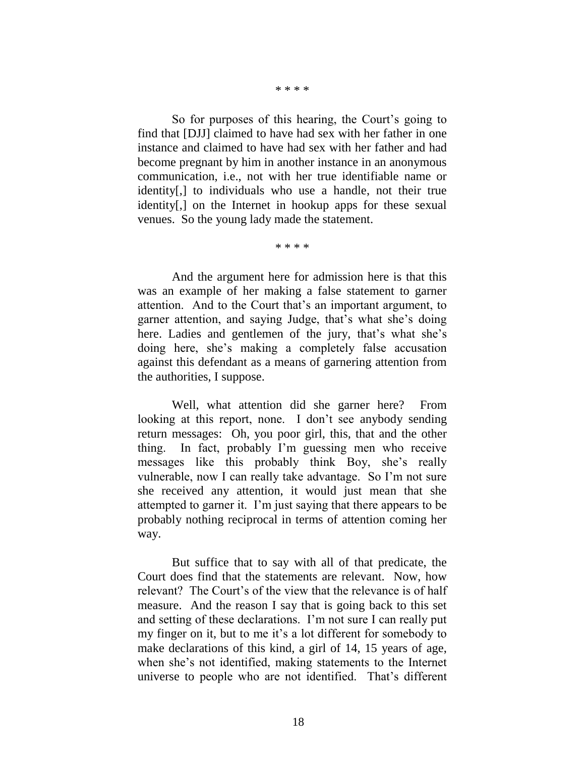\* \* \* \*

So for purposes of this hearing, the Court's going to find that [DJJ] claimed to have had sex with her father in one instance and claimed to have had sex with her father and had become pregnant by him in another instance in an anonymous communication, i.e., not with her true identifiable name or identity[,] to individuals who use a handle, not their true identity[,] on the Internet in hookup apps for these sexual venues. So the young lady made the statement.

\* \* \* \*

And the argument here for admission here is that this was an example of her making a false statement to garner attention. And to the Court that's an important argument, to garner attention, and saying Judge, that's what she's doing here. Ladies and gentlemen of the jury, that's what she's doing here, she's making a completely false accusation against this defendant as a means of garnering attention from the authorities, I suppose.

Well, what attention did she garner here? From looking at this report, none. I don't see anybody sending return messages: Oh, you poor girl, this, that and the other thing. In fact, probably I'm guessing men who receive messages like this probably think Boy, she's really vulnerable, now I can really take advantage. So I'm not sure she received any attention, it would just mean that she attempted to garner it. I'm just saying that there appears to be probably nothing reciprocal in terms of attention coming her way.

But suffice that to say with all of that predicate, the Court does find that the statements are relevant. Now, how relevant? The Court's of the view that the relevance is of half measure. And the reason I say that is going back to this set and setting of these declarations. I'm not sure I can really put my finger on it, but to me it's a lot different for somebody to make declarations of this kind, a girl of 14, 15 years of age, when she's not identified, making statements to the Internet universe to people who are not identified. That's different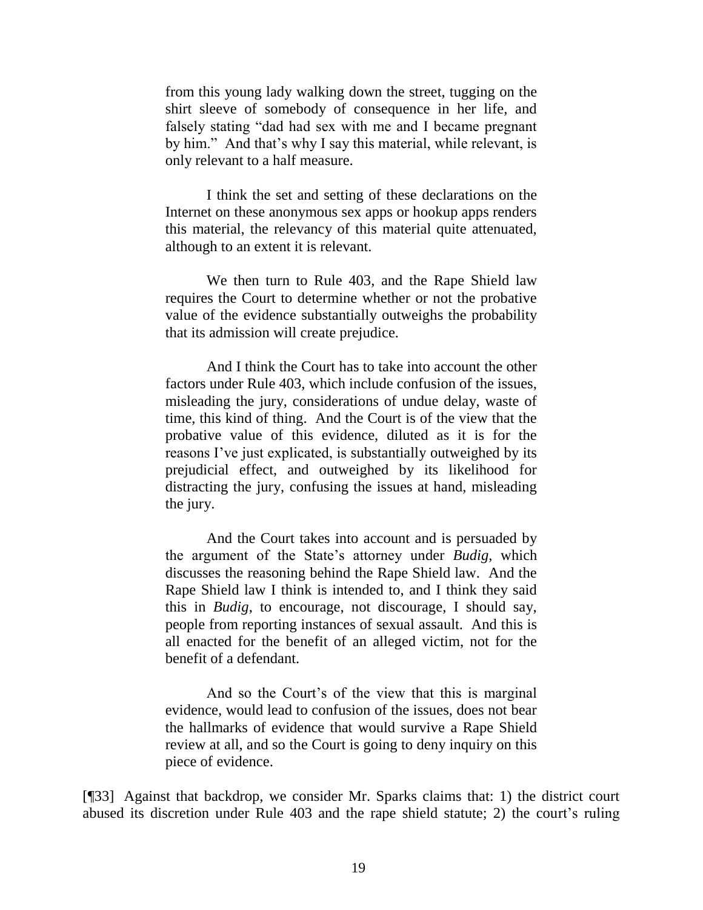from this young lady walking down the street, tugging on the shirt sleeve of somebody of consequence in her life, and falsely stating "dad had sex with me and I became pregnant by him." And that's why I say this material, while relevant, is only relevant to a half measure.

> I think the set and setting of these declarations on the Internet on these anonymous sex apps or hookup apps renders this material, the relevancy of this material quite attenuated, although to an extent it is relevant.
>
> We then turn to Rule 403, and the Rape Shield law requires the Court to determine whether or not the probative value of the evidence substantially outweighs the probability that its admission will create prejudice.
>
> And I think the Court has to take into account the other factors under Rule 403, which include confusion of the issues, misleading the jury, considerations of undue delay, waste of time, this kind of thing. And the Court is of the view that the probative value of this evidence, diluted as it is for the reasons I've just explicated, is substantially outweighed by its prejudicial effect, and outweighed by its likelihood for distracting the jury, confusing the issues at hand, misleading the jury.
>
> And the Court takes into account and is persuaded by the argument of the State's attorney under *Budig*, which discusses the reasoning behind the Rape Shield law. And the Rape Shield law I think is intended to, and I think they said this in *Budig*, to encourage, not discourage, I should say, people from reporting instances of sexual assault. And this is all enacted for the benefit of an alleged victim, not for the benefit of a defendant.
>
> And so the Court's of the view that this is marginal evidence, would lead to confusion of the issues, does not bear the hallmarks of evidence that would survive a Rape Shield review at all, and so the Court is going to deny inquiry on this piece of evidence.

[¶33] Against that backdrop, we consider Mr. Sparks claims that: 1) the district court abused its discretion under Rule 403 and the rape shield statute; 2) the court's ruling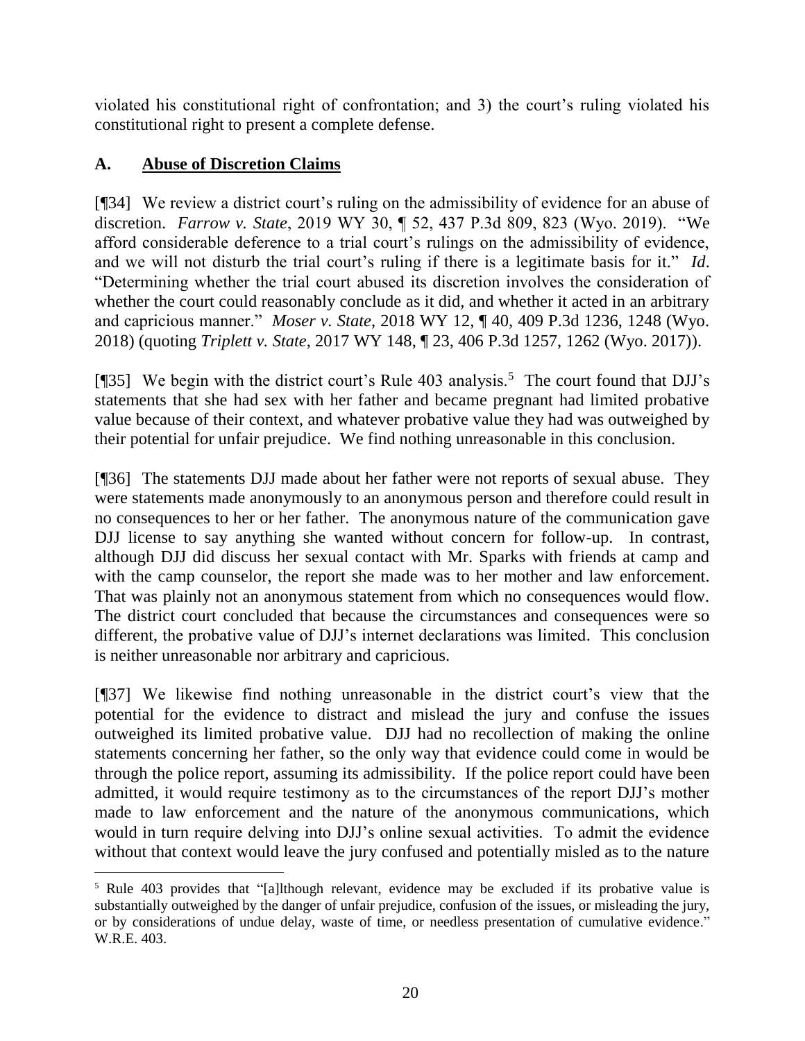violated his constitutional right of confrontation; and 3) the court's ruling violated his constitutional right to present a complete defense.

## A. Abuse of Discretion Claims

[¶34] We review a district court's ruling on the admissibility of evidence for an abuse of discretion. *Farrow v. State*, 2019 WY 30, ¶ 52, 437 P.3d 809, 823 (Wyo. 2019). "We afford considerable deference to a trial court's rulings on the admissibility of evidence, and we will not disturb the trial court's ruling if there is a legitimate basis for it." *Id*. "Determining whether the trial court abused its discretion involves the consideration of whether the court could reasonably conclude as it did, and whether it acted in an arbitrary and capricious manner." *Moser v. State*, 2018 WY 12, ¶ 40, 409 P.3d 1236, 1248 (Wyo. 2018) (quoting *Triplett v. State*, 2017 WY 148, ¶ 23, 406 P.3d 1257, 1262 (Wyo. 2017)).

[¶35] We begin with the district court's Rule 403 analysis.[5] The court found that DJJ's statements that she had sex with her father and became pregnant had limited probative value because of their context, and whatever probative value they had was outweighed by their potential for unfair prejudice. We find nothing unreasonable in this conclusion.

[¶36] The statements DJJ made about her father were not reports of sexual abuse. They were statements made anonymously to an anonymous person and therefore could result in no consequences to her or her father. The anonymous nature of the communication gave DJJ license to say anything she wanted without concern for follow-up. In contrast, although DJJ did discuss her sexual contact with Mr. Sparks with friends at camp and with the camp counselor, the report she made was to her mother and law enforcement. That was plainly not an anonymous statement from which no consequences would flow. The district court concluded that because the circumstances and consequences were so different, the probative value of DJJ's internet declarations was limited. This conclusion is neither unreasonable nor arbitrary and capricious.

[¶37] We likewise find nothing unreasonable in the district court's view that the potential for the evidence to distract and mislead the jury and confuse the issues outweighed its limited probative value. DJJ had no recollection of making the online statements concerning her father, so the only way that evidence could come in would be through the police report, assuming its admissibility. If the police report could have been admitted, it would require testimony as to the circumstances of the report DJJ's mother made to law enforcement and the nature of the anonymous communications, which would in turn require delving into DJJ's online sexual activities. To admit the evidence without that context would leave the jury confused and potentially misled as to the nature

---

[5] Rule 403 provides that "[a]lthough relevant, evidence may be excluded if its probative value is substantially outweighed by the danger of unfair prejudice, confusion of the issues, or misleading the jury, or by considerations of undue delay, waste of time, or needless presentation of cumulative evidence." W.R.E. 403.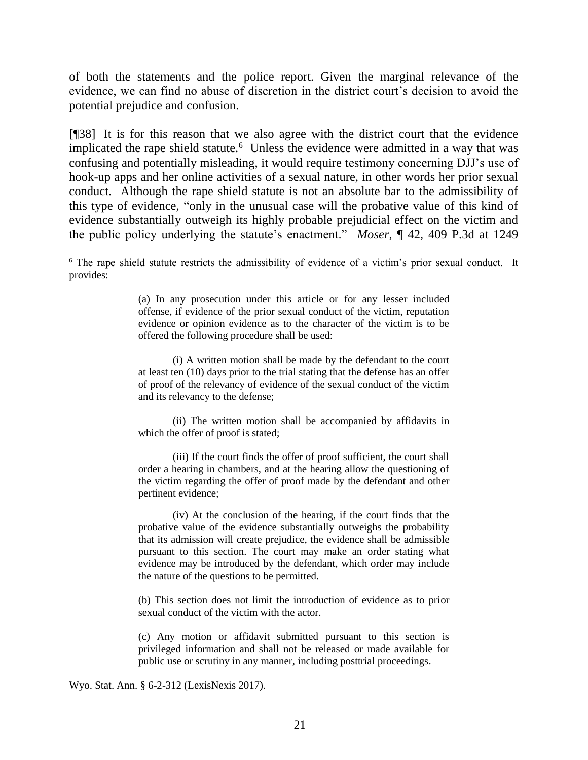of both the statements and the police report. Given the marginal relevance of the evidence, we can find no abuse of discretion in the district court's decision to avoid the potential prejudice and confusion.

[¶38] It is for this reason that we also agree with the district court that the evidence implicated the rape shield statute.[6] Unless the evidence were admitted in a way that was confusing and potentially misleading, it would require testimony concerning DJJ's use of hook-up apps and her online activities of a sexual nature, in other words her prior sexual conduct. Although the rape shield statute is not an absolute bar to the admissibility of this type of evidence, "only in the unusual case will the probative value of this kind of evidence substantially outweigh its highly probable prejudicial effect on the victim and the public policy underlying the statute's enactment." *Moser*, ¶ 42, 409 P.3d at 1249

---

[6] The rape shield statute restricts the admissibility of evidence of a victim's prior sexual conduct. It provides:

> (a) In any prosecution under this article or for any lesser included offense, if evidence of the prior sexual conduct of the victim, reputation evidence or opinion evidence as to the character of the victim is to be offered the following procedure shall be used:
>
> (i) A written motion shall be made by the defendant to the court at least ten (10) days prior to the trial stating that the defense has an offer of proof of the relevancy of evidence of the sexual conduct of the victim and its relevancy to the defense;
>
> (ii) The written motion shall be accompanied by affidavits in which the offer of proof is stated;
>
> (iii) If the court finds the offer of proof sufficient, the court shall order a hearing in chambers, and at the hearing allow the questioning of the victim regarding the offer of proof made by the defendant and other pertinent evidence;
>
> (iv) At the conclusion of the hearing, if the court finds that the probative value of the evidence substantially outweighs the probability that its admission will create prejudice, the evidence shall be admissible pursuant to this section. The court may make an order stating what evidence may be introduced by the defendant, which order may include the nature of the questions to be permitted.
>
> (b) This section does not limit the introduction of evidence as to prior sexual conduct of the victim with the actor.
>
> (c) Any motion or affidavit submitted pursuant to this section is privileged information and shall not be released or made available for public use or scrutiny in any manner, including posttrial proceedings.

Wyo. Stat. Ann. § 6-2-312 (LexisNexis 2017).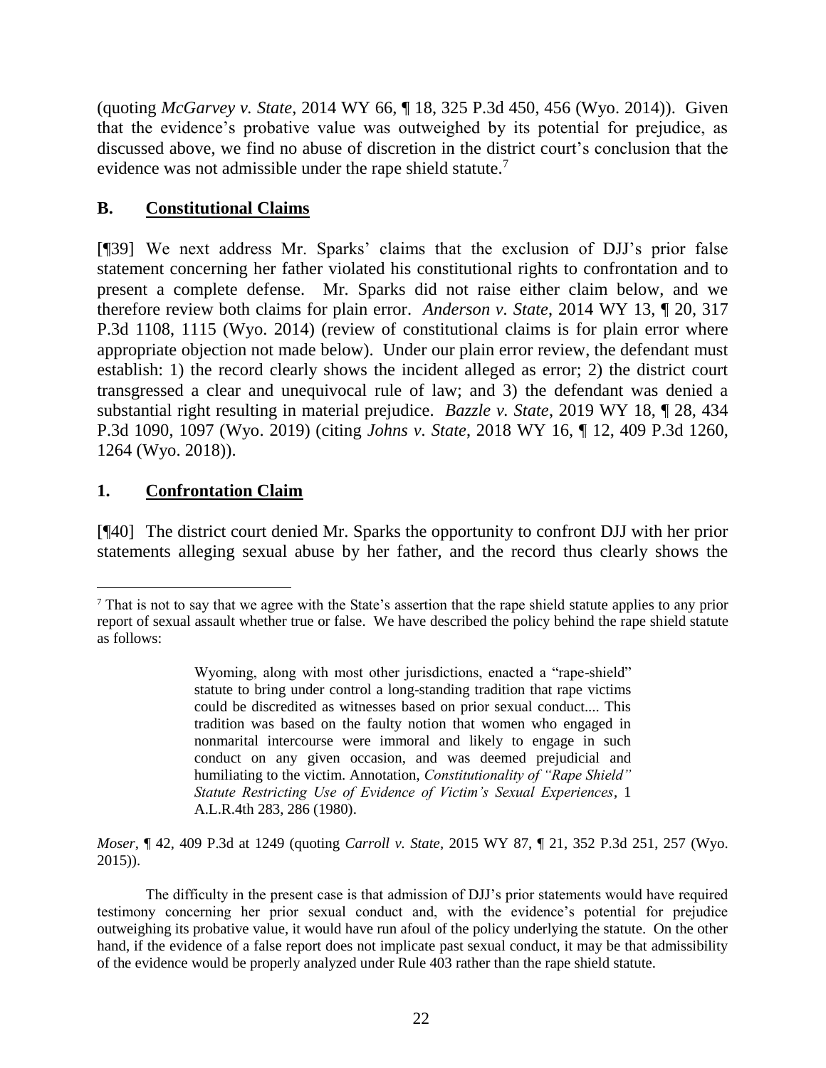(quoting *McGarvey v. State*, 2014 WY 66, ¶ 18, 325 P.3d 450, 456 (Wyo. 2014)). Given that the evidence's probative value was outweighed by its potential for prejudice, as discussed above, we find no abuse of discretion in the district court's conclusion that the evidence was not admissible under the rape shield statute.[7]

## B. Constitutional Claims

[¶39] We next address Mr. Sparks' claims that the exclusion of DJJ's prior false statement concerning her father violated his constitutional rights to confrontation and to present a complete defense. Mr. Sparks did not raise either claim below, and we therefore review both claims for plain error. *Anderson v. State*, 2014 WY 13, ¶ 20, 317 P.3d 1108, 1115 (Wyo. 2014) (review of constitutional claims is for plain error where appropriate objection not made below). Under our plain error review, the defendant must establish: 1) the record clearly shows the incident alleged as error; 2) the district court transgressed a clear and unequivocal rule of law; and 3) the defendant was denied a substantial right resulting in material prejudice. *Bazzle v. State*, 2019 WY 18, ¶ 28, 434 P.3d 1090, 1097 (Wyo. 2019) (citing *Johns v. State*, 2018 WY 16, ¶ 12, 409 P.3d 1260, 1264 (Wyo. 2018)).

### 1. Confrontation Claim

[¶40] The district court denied Mr. Sparks the opportunity to confront DJJ with her prior statements alleging sexual abuse by her father, and the record thus clearly shows the

---

[7] That is not to say that we agree with the State's assertion that the rape shield statute applies to any prior report of sexual assault whether true or false. We have described the policy behind the rape shield statute as follows:

> Wyoming, along with most other jurisdictions, enacted a "rape-shield" statute to bring under control a long-standing tradition that rape victims could be discredited as witnesses based on prior sexual conduct.... This tradition was based on the faulty notion that women who engaged in nonmarital intercourse were immoral and likely to engage in such conduct on any given occasion, and was deemed prejudicial and humiliating to the victim. Annotation, *Constitutionality of "Rape Shield" Statute Restricting Use of Evidence of Victim's Sexual Experiences*, 1 A.L.R.4th 283, 286 (1980).

*Moser*, ¶ 42, 409 P.3d at 1249 (quoting *Carroll v. State*, 2015 WY 87, ¶ 21, 352 P.3d 251, 257 (Wyo. 2015)).

The difficulty in the present case is that admission of DJJ's prior statements would have required testimony concerning her prior sexual conduct and, with the evidence's potential for prejudice outweighing its probative value, it would have run afoul of the policy underlying the statute. On the other hand, if the evidence of a false report does not implicate past sexual conduct, it may be that admissibility of the evidence would be properly analyzed under Rule 403 rather than the rape shield statute.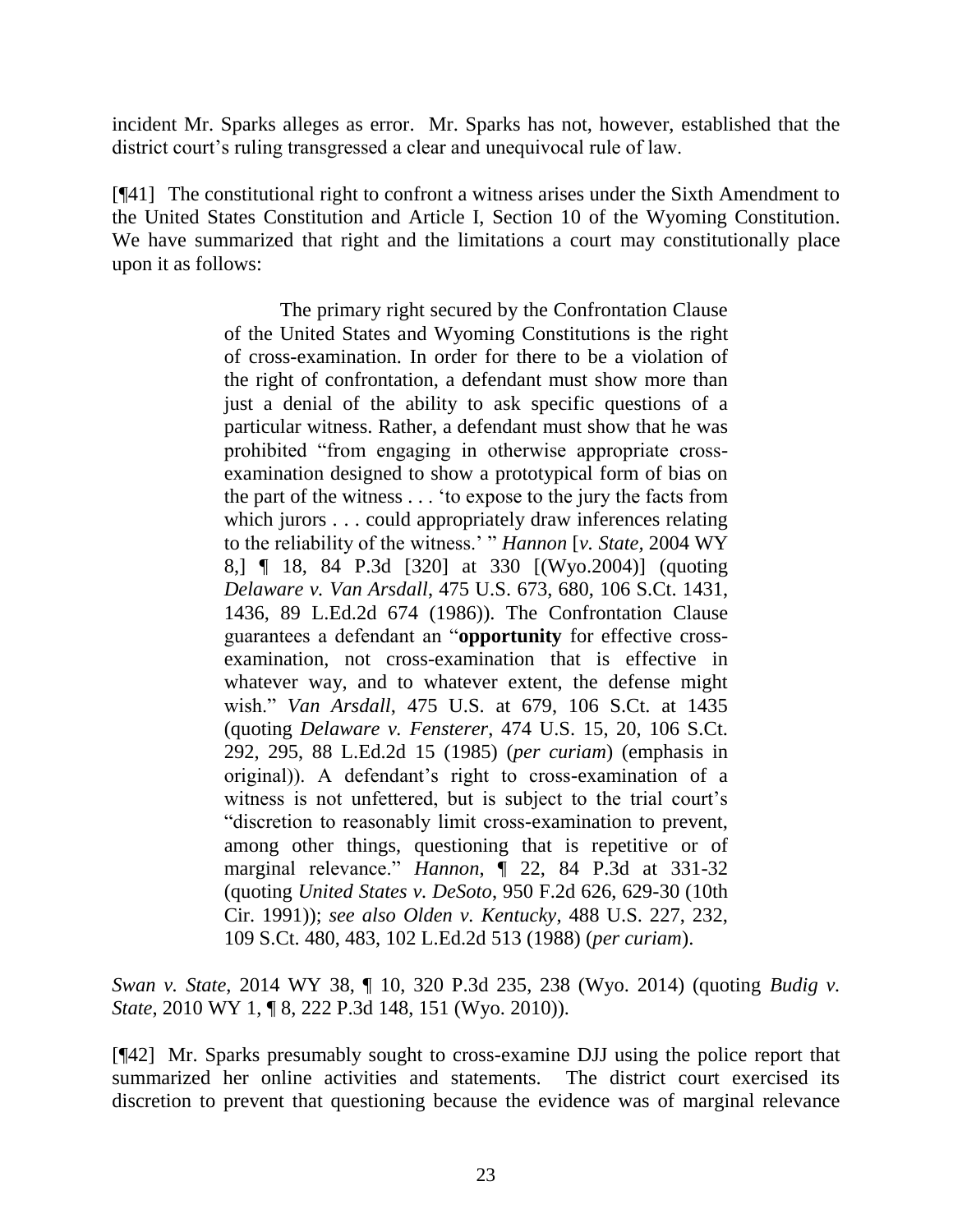incident Mr. Sparks alleges as error. Mr. Sparks has not, however, established that the district court's ruling transgressed a clear and unequivocal rule of law.

[¶41] The constitutional right to confront a witness arises under the Sixth Amendment to the United States Constitution and Article I, Section 10 of the Wyoming Constitution. We have summarized that right and the limitations a court may constitutionally place upon it as follows:

> The primary right secured by the Confrontation Clause of the United States and Wyoming Constitutions is the right of cross-examination. In order for there to be a violation of the right of confrontation, a defendant must show more than just a denial of the ability to ask specific questions of a particular witness. Rather, a defendant must show that he was prohibited "from engaging in otherwise appropriate cross-examination designed to show a prototypical form of bias on the part of the witness . . . 'to expose to the jury the facts from which jurors . . . could appropriately draw inferences relating to the reliability of the witness.' " *Hannon* [*v. State*, 2004 WY 8,] ¶ 18, 84 P.3d [320] at 330 [(Wyo.2004)] (quoting *Delaware v. Van Arsdall*, 475 U.S. 673, 680, 106 S.Ct. 1431, 1436, 89 L.Ed.2d 674 (1986)). The Confrontation Clause guarantees a defendant an "**opportunity** for effective cross-examination, not cross-examination that is effective in whatever way, and to whatever extent, the defense might wish." *Van Arsdall*, 475 U.S. at 679, 106 S.Ct. at 1435 (quoting *Delaware v. Fensterer*, 474 U.S. 15, 20, 106 S.Ct. 292, 295, 88 L.Ed.2d 15 (1985) (*per curiam*) (emphasis in original)). A defendant's right to cross-examination of a witness is not unfettered, but is subject to the trial court's "discretion to reasonably limit cross-examination to prevent, among other things, questioning that is repetitive or of marginal relevance." *Hannon*, ¶ 22, 84 P.3d at 331-32 (quoting *United States v. DeSoto*, 950 F.2d 626, 629-30 (10th Cir. 1991)); *see also Olden v. Kentucky*, 488 U.S. 227, 232, 109 S.Ct. 480, 483, 102 L.Ed.2d 513 (1988) (*per curiam*).

*Swan v. State*, 2014 WY 38, ¶ 10, 320 P.3d 235, 238 (Wyo. 2014) (quoting *Budig v. State*, 2010 WY 1, ¶ 8, 222 P.3d 148, 151 (Wyo. 2010)).

[¶42] Mr. Sparks presumably sought to cross-examine DJJ using the police report that summarized her online activities and statements. The district court exercised its discretion to prevent that questioning because the evidence was of marginal relevance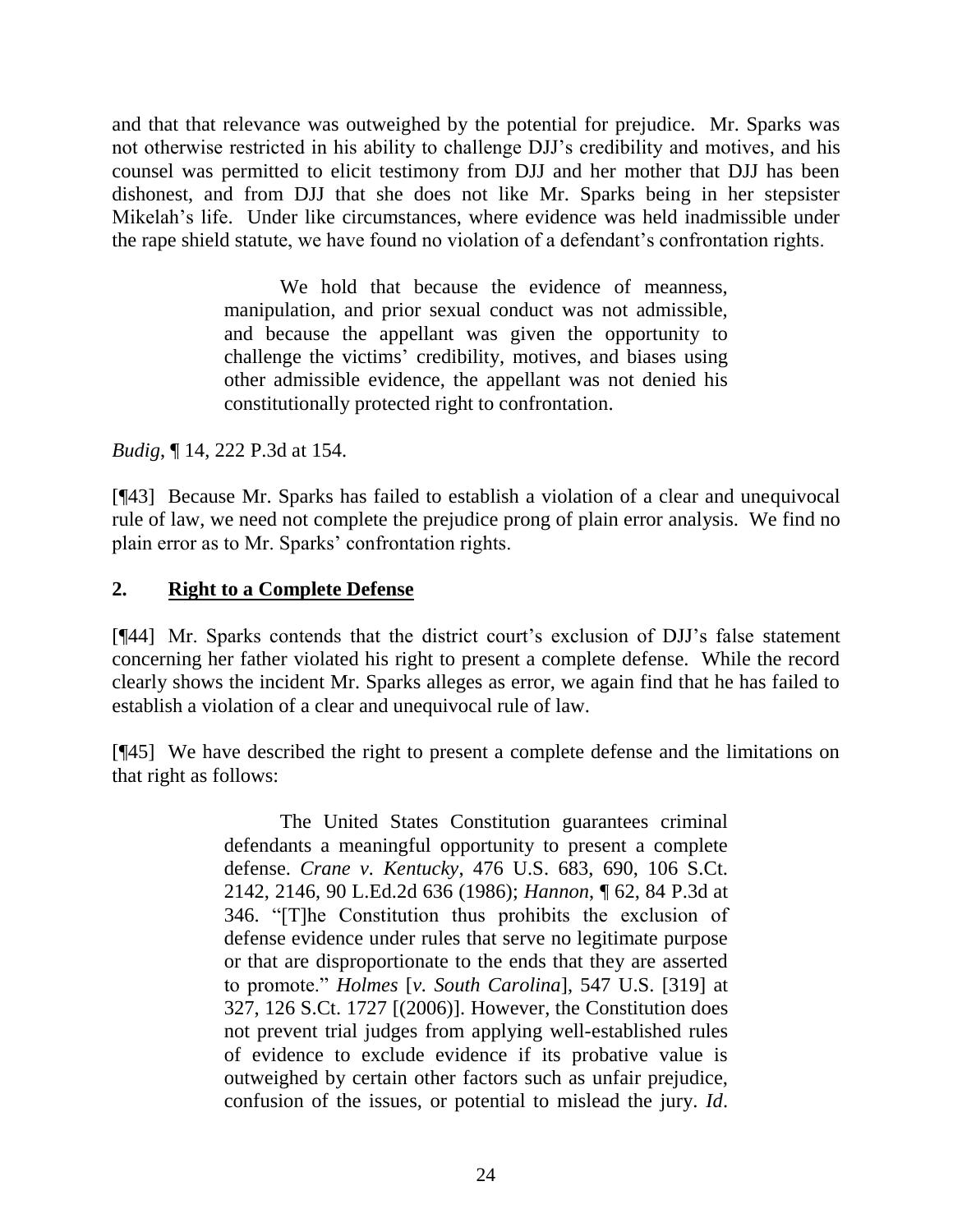and that that relevance was outweighed by the potential for prejudice. Mr. Sparks was not otherwise restricted in his ability to challenge DJJ's credibility and motives, and his counsel was permitted to elicit testimony from DJJ and her mother that DJJ has been dishonest, and from DJJ that she does not like Mr. Sparks being in her stepsister Mikelah's life. Under like circumstances, where evidence was held inadmissible under the rape shield statute, we have found no violation of a defendant's confrontation rights.

> We hold that because the evidence of meanness, manipulation, and prior sexual conduct was not admissible, and because the appellant was given the opportunity to challenge the victims' credibility, motives, and biases using other admissible evidence, the appellant was not denied his constitutionally protected right to confrontation.

*Budig*, ¶ 14, 222 P.3d at 154.

[¶43] Because Mr. Sparks has failed to establish a violation of a clear and unequivocal rule of law, we need not complete the prejudice prong of plain error analysis. We find no plain error as to Mr. Sparks' confrontation rights.

## 2. Right to a Complete Defense

[¶44] Mr. Sparks contends that the district court's exclusion of DJJ's false statement concerning her father violated his right to present a complete defense. While the record clearly shows the incident Mr. Sparks alleges as error, we again find that he has failed to establish a violation of a clear and unequivocal rule of law.

[¶45] We have described the right to present a complete defense and the limitations on that right as follows:

> The United States Constitution guarantees criminal defendants a meaningful opportunity to present a complete defense. *Crane v. Kentucky*, 476 U.S. 683, 690, 106 S.Ct. 2142, 2146, 90 L.Ed.2d 636 (1986); *Hannon*, ¶ 62, 84 P.3d at 346. "[T]he Constitution thus prohibits the exclusion of defense evidence under rules that serve no legitimate purpose or that are disproportionate to the ends that they are asserted to promote." *Holmes* [*v. South Carolina*], 547 U.S. [319] at 327, 126 S.Ct. 1727 [(2006)]. However, the Constitution does not prevent trial judges from applying well-established rules of evidence to exclude evidence if its probative value is outweighed by certain other factors such as unfair prejudice, confusion of the issues, or potential to mislead the jury. *Id*.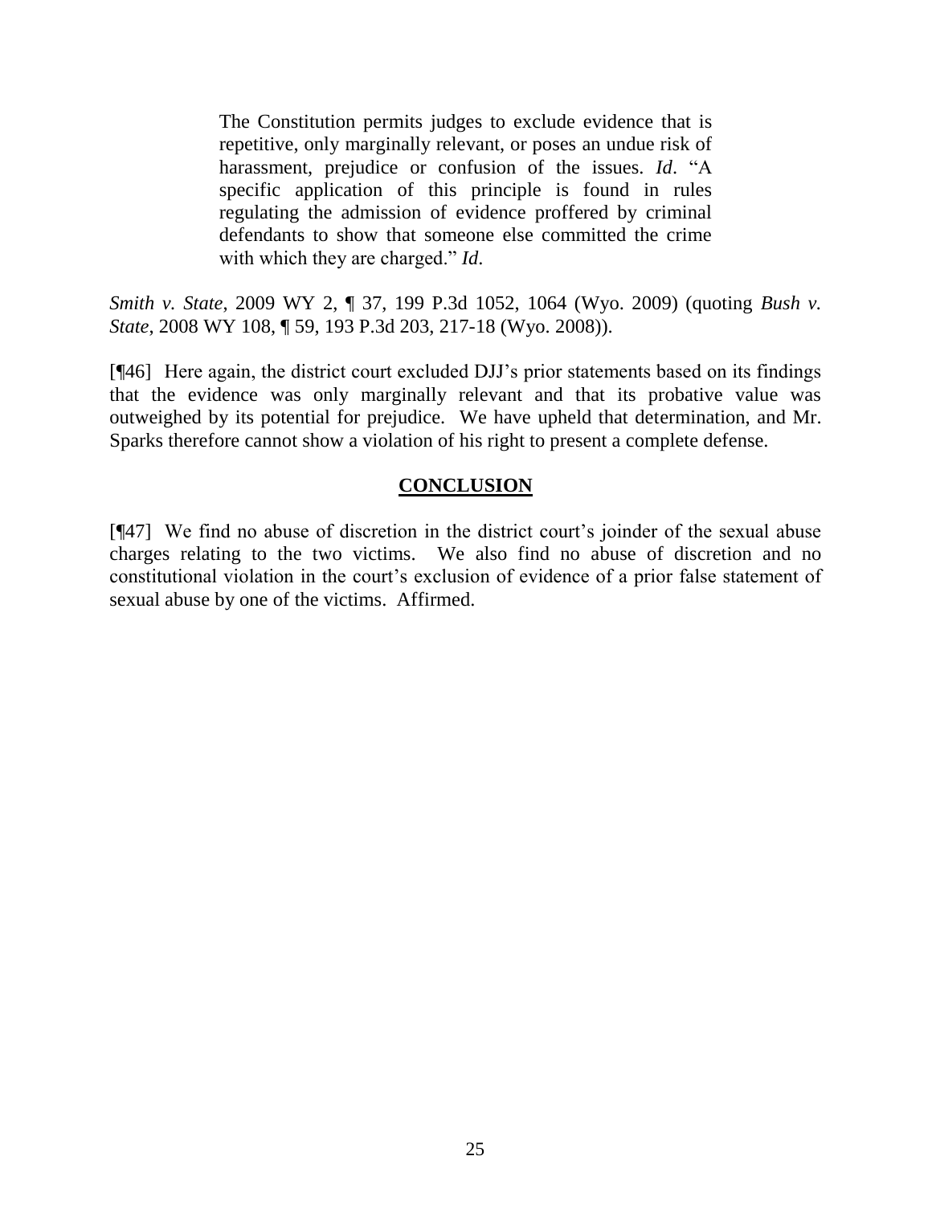> The Constitution permits judges to exclude evidence that is repetitive, only marginally relevant, or poses an undue risk of harassment, prejudice or confusion of the issues. *Id*. "A specific application of this principle is found in rules regulating the admission of evidence proffered by criminal defendants to show that someone else committed the crime with which they are charged." *Id*.

*Smith v. State*, 2009 WY 2, ¶ 37, 199 P.3d 1052, 1064 (Wyo. 2009) (quoting *Bush v. State*, 2008 WY 108, ¶ 59, 193 P.3d 203, 217-18 (Wyo. 2008)).

[¶46] Here again, the district court excluded DJJ's prior statements based on its findings that the evidence was only marginally relevant and that its probative value was outweighed by its potential for prejudice. We have upheld that determination, and Mr. Sparks therefore cannot show a violation of his right to present a complete defense.

## CONCLUSION

[¶47] We find no abuse of discretion in the district court's joinder of the sexual abuse charges relating to the two victims. We also find no abuse of discretion and no constitutional violation in the court's exclusion of evidence of a prior false statement of sexual abuse by one of the victims. Affirmed.